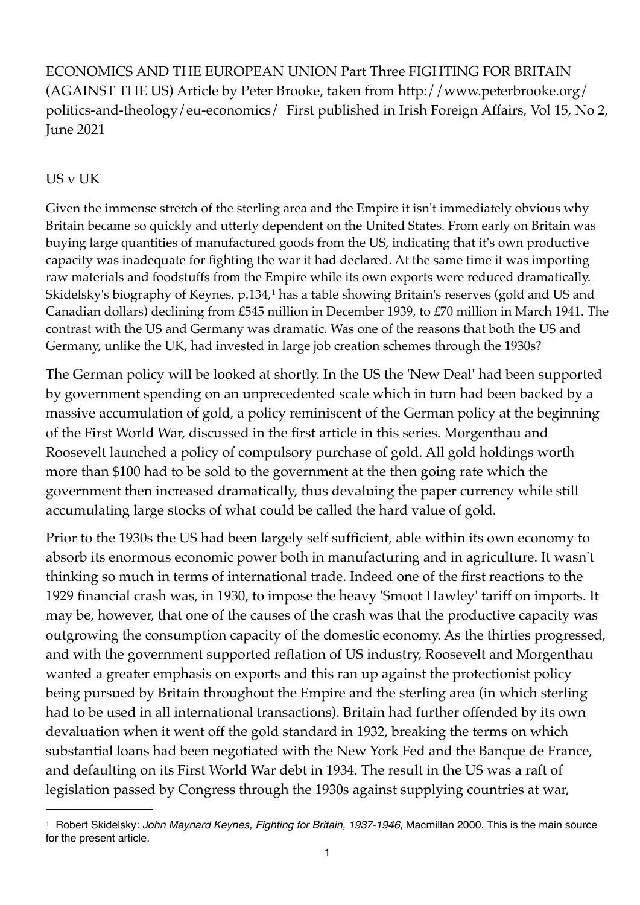ECONOMICS AND THE EUROPEAN UNION Part Three FIGHTING FOR BRITAIN (AGAINST THE US) Article by Peter Brooke, taken from http://www.peterbrooke.org/politics-and-theology/eu-economics/ First published in Irish Foreign Affairs, Vol 15, No 2, June 2021

## US v UK

Given the immense stretch of the sterling area and the Empire it isn't immediately obvious why Britain became so quickly and utterly dependent on the United States. From early on Britain was buying large quantities of manufactured goods from the US, indicating that it's own productive capacity was inadequate for fighting the war it had declared. At the same time it was importing raw materials and foodstuffs from the Empire while its own exports were reduced dramatically. Skidelsky's biography of Keynes, p.134,[1] has a table showing Britain's reserves (gold and US and Canadian dollars) declining from £545 million in December 1939, to £70 million in March 1941. The contrast with the US and Germany was dramatic. Was one of the reasons that both the US and Germany, unlike the UK, had invested in large job creation schemes through the 1930s?

The German policy will be looked at shortly. In the US the 'New Deal' had been supported by government spending on an unprecedented scale which in turn had been backed by a massive accumulation of gold, a policy reminiscent of the German policy at the beginning of the First World War, discussed in the first article in this series. Morgenthau and Roosevelt launched a policy of compulsory purchase of gold. All gold holdings worth more than $100 had to be sold to the government at the then going rate which the government then increased dramatically, thus devaluing the paper currency while still accumulating large stocks of what could be called the hard value of gold.

Prior to the 1930s the US had been largely self sufficient, able within its own economy to absorb its enormous economic power both in manufacturing and in agriculture. It wasn't thinking so much in terms of international trade. Indeed one of the first reactions to the 1929 financial crash was, in 1930, to impose the heavy 'Smoot Hawley' tariff on imports. It may be, however, that one of the causes of the crash was that the productive capacity was outgrowing the consumption capacity of the domestic economy. As the thirties progressed, and with the government supported reflation of US industry, Roosevelt and Morgenthau wanted a greater emphasis on exports and this ran up against the protectionist policy being pursued by Britain throughout the Empire and the sterling area (in which sterling had to be used in all international transactions). Britain had further offended by its own devaluation when it went off the gold standard in 1932, breaking the terms on which substantial loans had been negotiated with the New York Fed and the Banque de France, and defaulting on its First World War debt in 1934. The result in the US was a raft of legislation passed by Congress through the 1930s against supplying countries at war,

---

[1] Robert Skidelsky: *John Maynard Keynes, Fighting for Britain, 1937-1946*, Macmillan 2000. This is the main source for the present article.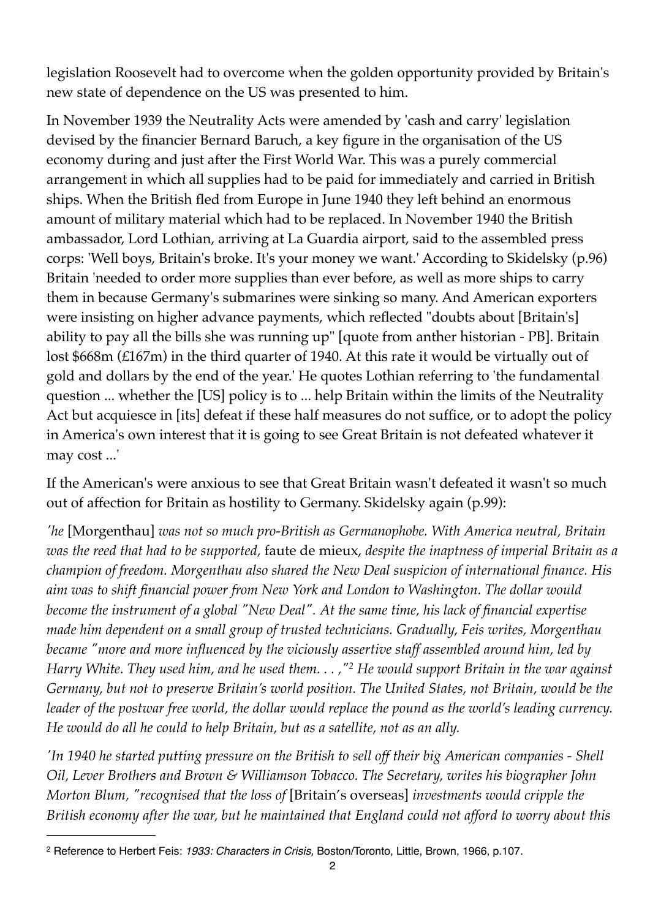legislation Roosevelt had to overcome when the golden opportunity provided by Britain's new state of dependence on the US was presented to him.

In November 1939 the Neutrality Acts were amended by 'cash and carry' legislation devised by the financier Bernard Baruch, a key figure in the organisation of the US economy during and just after the First World War. This was a purely commercial arrangement in which all supplies had to be paid for immediately and carried in British ships. When the British fled from Europe in June 1940 they left behind an enormous amount of military material which had to be replaced. In November 1940 the British ambassador, Lord Lothian, arriving at La Guardia airport, said to the assembled press corps: 'Well boys, Britain's broke. It's your money we want.' According to Skidelsky (p.96) Britain 'needed to order more supplies than ever before, as well as more ships to carry them in because Germany's submarines were sinking so many. And American exporters were insisting on higher advance payments, which reflected "doubts about [Britain's] ability to pay all the bills she was running up" [quote from anther historian - PB]. Britain lost $668m (£167m) in the third quarter of 1940. At this rate it would be virtually out of gold and dollars by the end of the year.' He quotes Lothian referring to 'the fundamental question ... whether the [US] policy is to ... help Britain within the limits of the Neutrality Act but acquiesce in [its] defeat if these half measures do not suffice, or to adopt the policy in America's own interest that it is going to see Great Britain is not defeated whatever it may cost ...'

If the American's were anxious to see that Great Britain wasn't defeated it wasn't so much out of affection for Britain as hostility to Germany. Skidelsky again (p.99):

*'he* [Morgenthau] *was not so much pro-British as Germanophobe. With America neutral, Britain was the reed that had to be supported,* faute de mieux, *despite the inaptness of imperial Britain as a champion of freedom. Morgenthau also shared the New Deal suspicion of international finance. His aim was to shift financial power from New York and London to Washington. The dollar would become the instrument of a global "New Deal". At the same time, his lack of financial expertise made him dependent on a small group of trusted technicians. Gradually, Feis writes, Morgenthau became "more and more influenced by the viciously assertive staff assembled around him, led by Harry White. They used him, and he used them. . . ,"*[2] *He would support Britain in the war against Germany, but not to preserve Britain's world position. The United States, not Britain, would be the leader of the postwar free world, the dollar would replace the pound as the world's leading currency. He would do all he could to help Britain, but as a satellite, not as an ally.*

*'In 1940 he started putting pressure on the British to sell off their big American companies - Shell Oil, Lever Brothers and Brown & Williamson Tobacco. The Secretary, writes his biographer John Morton Blum, "recognised that the loss of* [Britain's overseas] *investments would cripple the British economy after the war, but he maintained that England could not afford to worry about this*

---

[2] Reference to Herbert Feis: *1933: Characters in Crisis,* Boston/Toronto, Little, Brown, 1966, p.107.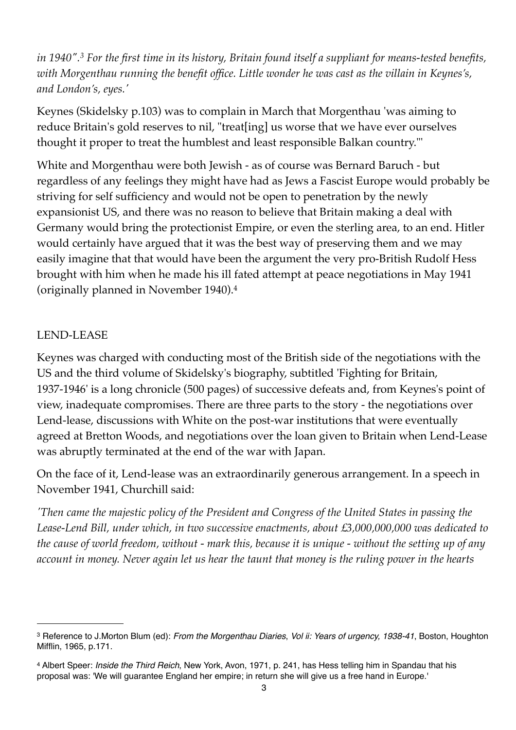*in 1940".[3] For the first time in its history, Britain found itself a suppliant for means-tested benefits, with Morgenthau running the benefit office. Little wonder he was cast as the villain in Keynes's, and London's, eyes.'*

Keynes (Skidelsky p.103) was to complain in March that Morgenthau 'was aiming to reduce Britain's gold reserves to nil, "treat[ing] us worse that we have ever ourselves thought it proper to treat the humblest and least responsible Balkan country."'

White and Morgenthau were both Jewish - as of course was Bernard Baruch - but regardless of any feelings they might have had as Jews a Fascist Europe would probably be striving for self sufficiency and would not be open to penetration by the newly expansionist US, and there was no reason to believe that Britain making a deal with Germany would bring the protectionist Empire, or even the sterling area, to an end. Hitler would certainly have argued that it was the best way of preserving them and we may easily imagine that that would have been the argument the very pro-British Rudolf Hess brought with him when he made his ill fated attempt at peace negotiations in May 1941 (originally planned in November 1940).[4]

## LEND-LEASE

Keynes was charged with conducting most of the British side of the negotiations with the US and the third volume of Skidelsky's biography, subtitled 'Fighting for Britain, 1937-1946' is a long chronicle (500 pages) of successive defeats and, from Keynes's point of view, inadequate compromises. There are three parts to the story - the negotiations over Lend-lease, discussions with White on the post-war institutions that were eventually agreed at Bretton Woods, and negotiations over the loan given to Britain when Lend-Lease was abruptly terminated at the end of the war with Japan.

On the face of it, Lend-lease was an extraordinarily generous arrangement. In a speech in November 1941, Churchill said:

*'Then came the majestic policy of the President and Congress of the United States in passing the Lease-Lend Bill, under which, in two successive enactments, about £3,000,000,000 was dedicated to the cause of world freedom, without - mark this, because it is unique - without the setting up of any account in money. Never again let us hear the taunt that money is the ruling power in the hearts*

---

[3] Reference to J.Morton Blum (ed): *From the Morgenthau Diaries*, *Vol ii: Years of urgency, 1938-41*, Boston, Houghton Mifflin, 1965, p.171.

[4] Albert Speer: *Inside the Third Reich*, New York, Avon, 1971, p. 241, has Hess telling him in Spandau that his proposal was: 'We will guarantee England her empire; in return she will give us a free hand in Europe.'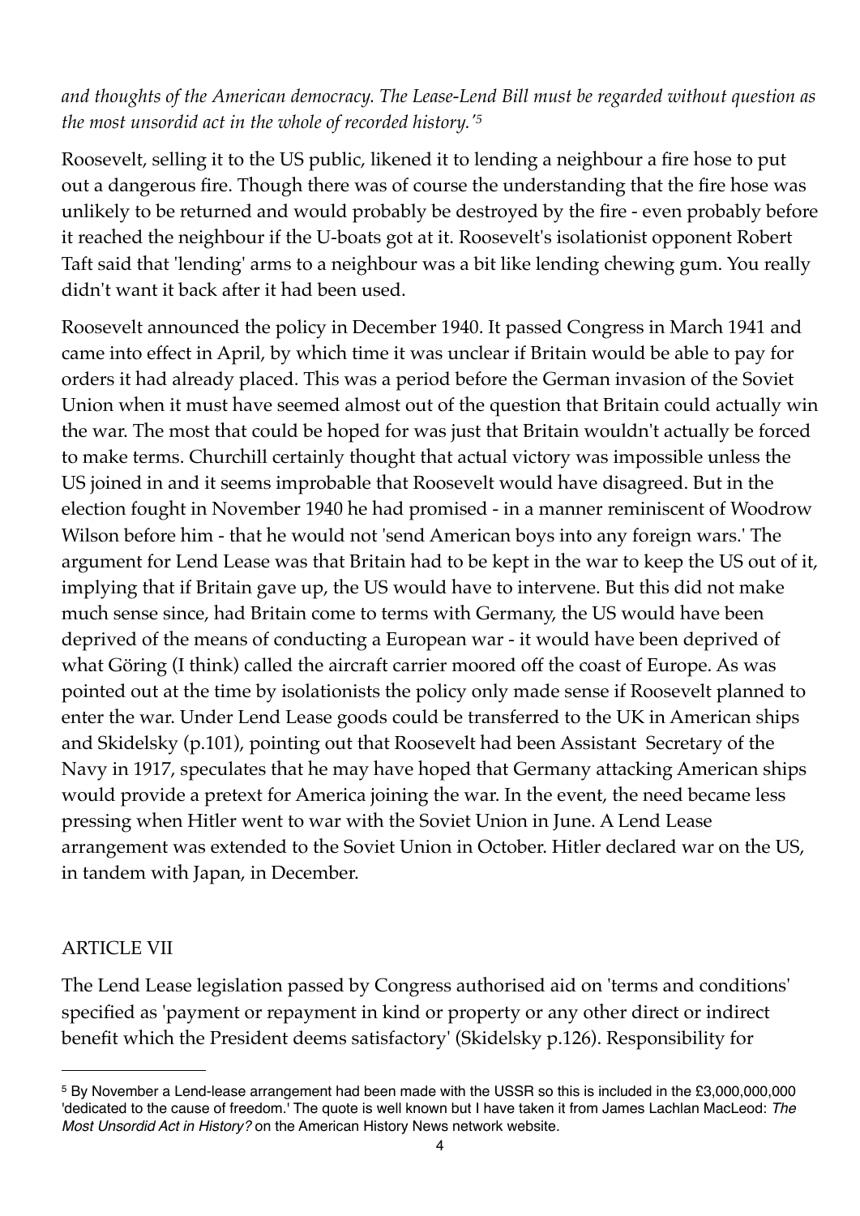*and thoughts of the American democracy. The Lease-Lend Bill must be regarded without question as the most unsordid act in the whole of recorded history.'*[5]

Roosevelt, selling it to the US public, likened it to lending a neighbour a fire hose to put out a dangerous fire. Though there was of course the understanding that the fire hose was unlikely to be returned and would probably be destroyed by the fire - even probably before it reached the neighbour if the U-boats got at it. Roosevelt's isolationist opponent Robert Taft said that 'lending' arms to a neighbour was a bit like lending chewing gum. You really didn't want it back after it had been used.

Roosevelt announced the policy in December 1940. It passed Congress in March 1941 and came into effect in April, by which time it was unclear if Britain would be able to pay for orders it had already placed. This was a period before the German invasion of the Soviet Union when it must have seemed almost out of the question that Britain could actually win the war. The most that could be hoped for was just that Britain wouldn't actually be forced to make terms. Churchill certainly thought that actual victory was impossible unless the US joined in and it seems improbable that Roosevelt would have disagreed. But in the election fought in November 1940 he had promised - in a manner reminiscent of Woodrow Wilson before him - that he would not 'send American boys into any foreign wars.' The argument for Lend Lease was that Britain had to be kept in the war to keep the US out of it, implying that if Britain gave up, the US would have to intervene. But this did not make much sense since, had Britain come to terms with Germany, the US would have been deprived of the means of conducting a European war - it would have been deprived of what Göring (I think) called the aircraft carrier moored off the coast of Europe. As was pointed out at the time by isolationists the policy only made sense if Roosevelt planned to enter the war. Under Lend Lease goods could be transferred to the UK in American ships and Skidelsky (p.101), pointing out that Roosevelt had been Assistant Secretary of the Navy in 1917, speculates that he may have hoped that Germany attacking American ships would provide a pretext for America joining the war. In the event, the need became less pressing when Hitler went to war with the Soviet Union in June. A Lend Lease arrangement was extended to the Soviet Union in October. Hitler declared war on the US, in tandem with Japan, in December.

## ARTICLE VII

The Lend Lease legislation passed by Congress authorised aid on 'terms and conditions' specified as 'payment or repayment in kind or property or any other direct or indirect benefit which the President deems satisfactory' (Skidelsky p.126). Responsibility for

---

[5] By November a Lend-lease arrangement had been made with the USSR so this is included in the £3,000,000,000 'dedicated to the cause of freedom.' The quote is well known but I have taken it from James Lachlan MacLeod: *The Most Unsordid Act in History?* on the American History News network website.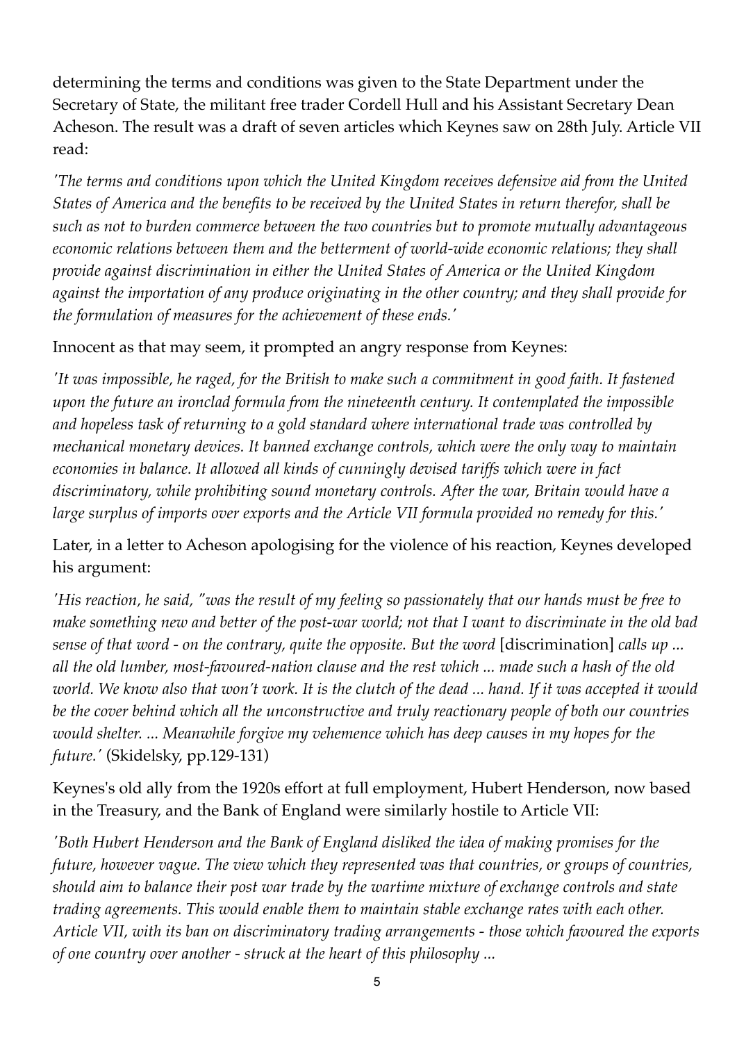determining the terms and conditions was given to the State Department under the Secretary of State, the militant free trader Cordell Hull and his Assistant Secretary Dean Acheson. The result was a draft of seven articles which Keynes saw on 28th July. Article VII read:

*'The terms and conditions upon which the United Kingdom receives defensive aid from the United States of America and the benefits to be received by the United States in return therefor, shall be such as not to burden commerce between the two countries but to promote mutually advantageous economic relations between them and the betterment of world-wide economic relations; they shall provide against discrimination in either the United States of America or the United Kingdom against the importation of any produce originating in the other country; and they shall provide for the formulation of measures for the achievement of these ends.'*

Innocent as that may seem, it prompted an angry response from Keynes:

*'It was impossible, he raged, for the British to make such a commitment in good faith. It fastened upon the future an ironclad formula from the nineteenth century. It contemplated the impossible and hopeless task of returning to a gold standard where international trade was controlled by mechanical monetary devices. It banned exchange controls, which were the only way to maintain economies in balance. It allowed all kinds of cunningly devised tariffs which were in fact discriminatory, while prohibiting sound monetary controls. After the war, Britain would have a large surplus of imports over exports and the Article VII formula provided no remedy for this.'*

Later, in a letter to Acheson apologising for the violence of his reaction, Keynes developed his argument:

*'His reaction, he said, "was the result of my feeling so passionately that our hands must be free to make something new and better of the post-war world; not that I want to discriminate in the old bad sense of that word - on the contrary, quite the opposite. But the word* [discrimination] *calls up ... all the old lumber, most-favoured-nation clause and the rest which ... made such a hash of the old world. We know also that won't work. It is the clutch of the dead ... hand. If it was accepted it would be the cover behind which all the unconstructive and truly reactionary people of both our countries would shelter. ... Meanwhile forgive my vehemence which has deep causes in my hopes for the future.'* (Skidelsky, pp.129-131)

Keynes's old ally from the 1920s effort at full employment, Hubert Henderson, now based in the Treasury, and the Bank of England were similarly hostile to Article VII:

*'Both Hubert Henderson and the Bank of England disliked the idea of making promises for the future, however vague. The view which they represented was that countries, or groups of countries, should aim to balance their post war trade by the wartime mixture of exchange controls and state trading agreements. This would enable them to maintain stable exchange rates with each other. Article VII, with its ban on discriminatory trading arrangements - those which favoured the exports of one country over another - struck at the heart of this philosophy ...*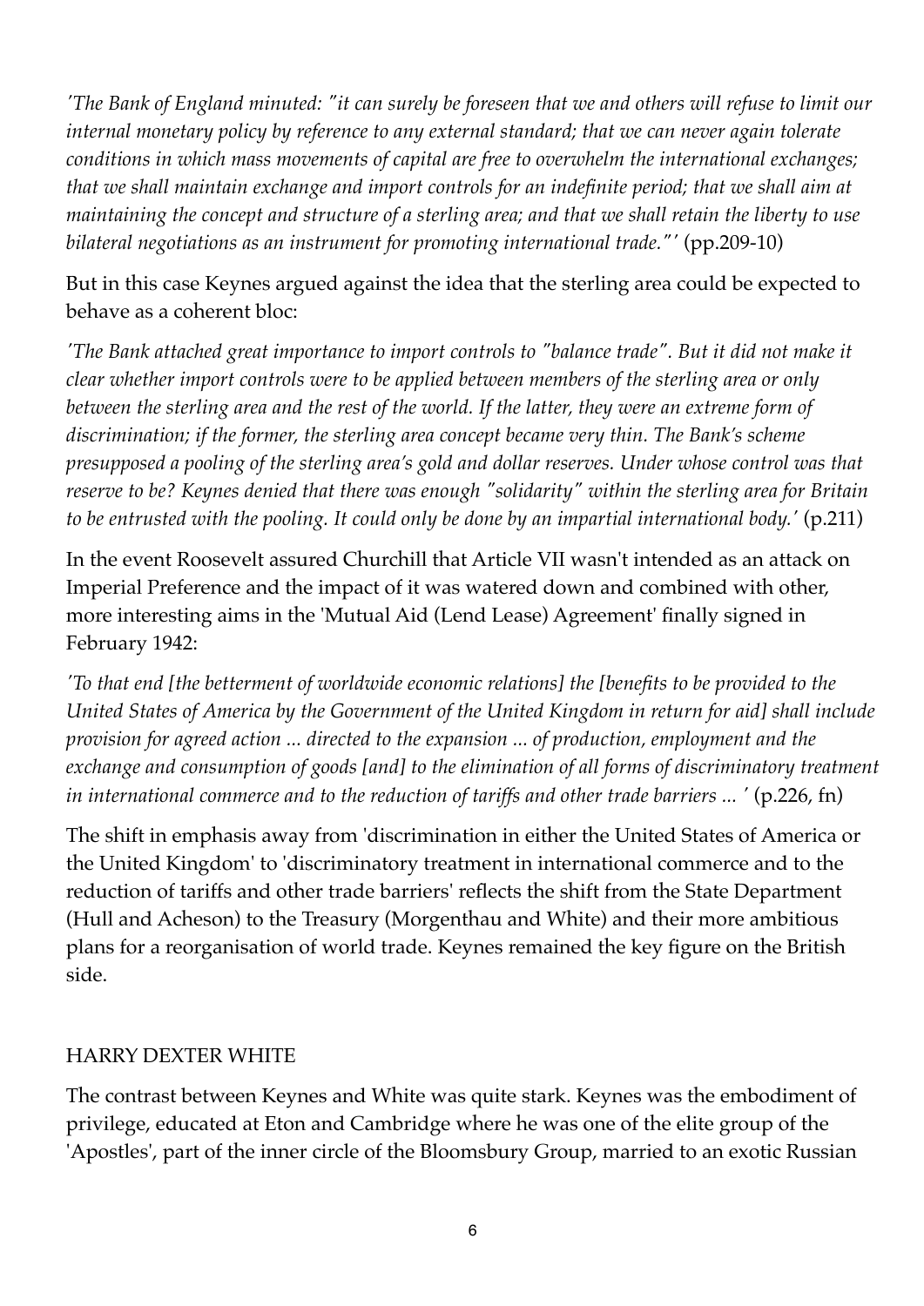*'The Bank of England minuted: "it can surely be foreseen that we and others will refuse to limit our internal monetary policy by reference to any external standard; that we can never again tolerate conditions in which mass movements of capital are free to overwhelm the international exchanges; that we shall maintain exchange and import controls for an indefinite period; that we shall aim at maintaining the concept and structure of a sterling area; and that we shall retain the liberty to use bilateral negotiations as an instrument for promoting international trade."'* (pp.209-10)

But in this case Keynes argued against the idea that the sterling area could be expected to behave as a coherent bloc:

*'The Bank attached great importance to import controls to "balance trade". But it did not make it clear whether import controls were to be applied between members of the sterling area or only between the sterling area and the rest of the world. If the latter, they were an extreme form of discrimination; if the former, the sterling area concept became very thin. The Bank's scheme presupposed a pooling of the sterling area's gold and dollar reserves. Under whose control was that reserve to be? Keynes denied that there was enough "solidarity" within the sterling area for Britain to be entrusted with the pooling. It could only be done by an impartial international body.'* (p.211)

In the event Roosevelt assured Churchill that Article VII wasn't intended as an attack on Imperial Preference and the impact of it was watered down and combined with other, more interesting aims in the 'Mutual Aid (Lend Lease) Agreement' finally signed in February 1942:

*'To that end [the betterment of worldwide economic relations] the [benefits to be provided to the United States of America by the Government of the United Kingdom in return for aid] shall include provision for agreed action ... directed to the expansion ... of production, employment and the exchange and consumption of goods [and] to the elimination of all forms of discriminatory treatment in international commerce and to the reduction of tariffs and other trade barriers ... '* (p.226, fn)

The shift in emphasis away from 'discrimination in either the United States of America or the United Kingdom' to 'discriminatory treatment in international commerce and to the reduction of tariffs and other trade barriers' reflects the shift from the State Department (Hull and Acheson) to the Treasury (Morgenthau and White) and their more ambitious plans for a reorganisation of world trade. Keynes remained the key figure on the British side.

## HARRY DEXTER WHITE

The contrast between Keynes and White was quite stark. Keynes was the embodiment of privilege, educated at Eton and Cambridge where he was one of the elite group of the 'Apostles', part of the inner circle of the Bloomsbury Group, married to an exotic Russian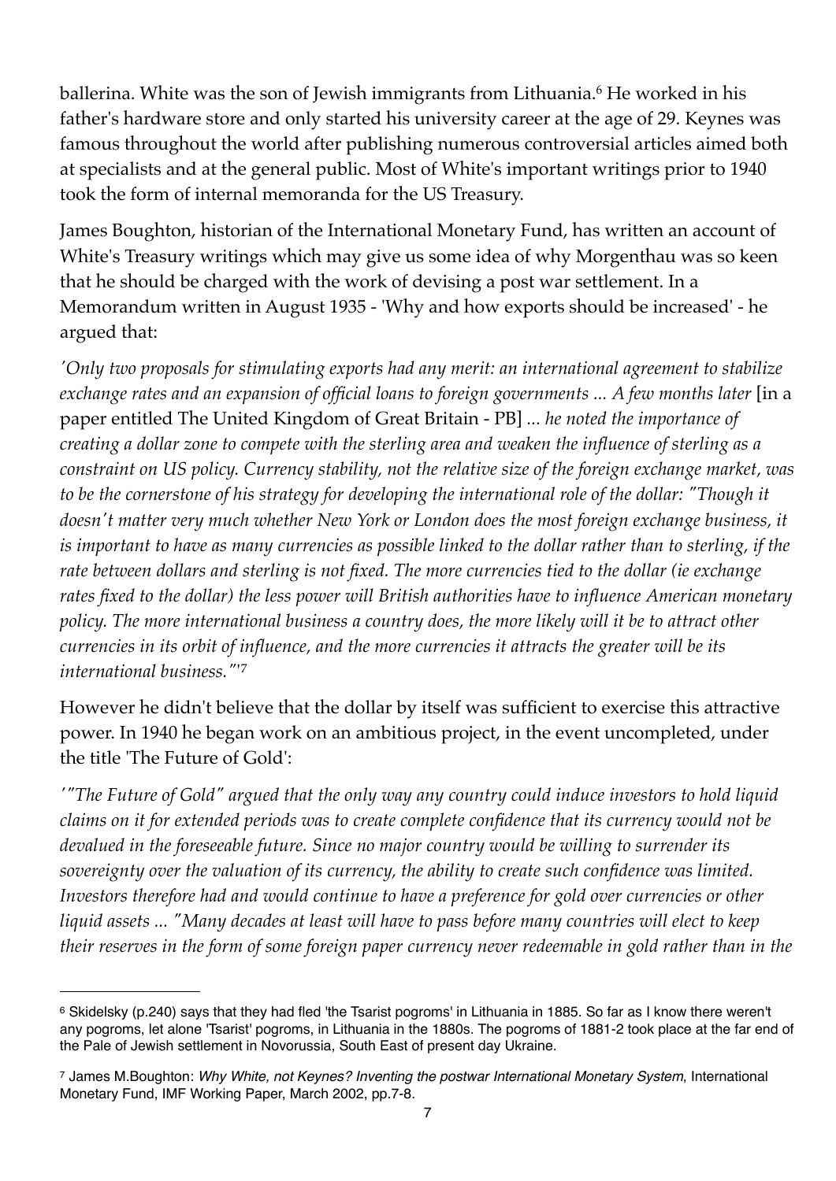ballerina. White was the son of Jewish immigrants from Lithuania.[6] He worked in his father's hardware store and only started his university career at the age of 29. Keynes was famous throughout the world after publishing numerous controversial articles aimed both at specialists and at the general public. Most of White's important writings prior to 1940 took the form of internal memoranda for the US Treasury.

James Boughton, historian of the International Monetary Fund, has written an account of White's Treasury writings which may give us some idea of why Morgenthau was so keen that he should be charged with the work of devising a post war settlement. In a Memorandum written in August 1935 - 'Why and how exports should be increased' - he argued that:

*'Only two proposals for stimulating exports had any merit: an international agreement to stabilize exchange rates and an expansion of official loans to foreign governments ... A few months later* [in a paper entitled The United Kingdom of Great Britain - PB] *... he noted the importance of creating a dollar zone to compete with the sterling area and weaken the influence of sterling as a constraint on US policy. Currency stability, not the relative size of the foreign exchange market, was to be the cornerstone of his strategy for developing the international role of the dollar: "Though it doesn't matter very much whether New York or London does the most foreign exchange business, it is important to have as many currencies as possible linked to the dollar rather than to sterling, if the rate between dollars and sterling is not fixed. The more currencies tied to the dollar (ie exchange rates fixed to the dollar) the less power will British authorities have to influence American monetary policy. The more international business a country does, the more likely will it be to attract other currencies in its orbit of influence, and the more currencies it attracts the greater will be its international business."'*[7]

However he didn't believe that the dollar by itself was sufficient to exercise this attractive power. In 1940 he began work on an ambitious project, in the event uncompleted, under the title 'The Future of Gold':

*'"The Future of Gold" argued that the only way any country could induce investors to hold liquid claims on it for extended periods was to create complete confidence that its currency would not be devalued in the foreseeable future. Since no major country would be willing to surrender its sovereignty over the valuation of its currency, the ability to create such confidence was limited. Investors therefore had and would continue to have a preference for gold over currencies or other liquid assets ... "Many decades at least will have to pass before many countries will elect to keep their reserves in the form of some foreign paper currency never redeemable in gold rather than in the*

---

[6] Skidelsky (p.240) says that they had fled 'the Tsarist pogroms' in Lithuania in 1885. So far as I know there weren't any pogroms, let alone 'Tsarist' pogroms, in Lithuania in the 1880s. The pogroms of 1881-2 took place at the far end of the Pale of Jewish settlement in Novorussia, South East of present day Ukraine.

[7] James M.Boughton: *Why White, not Keynes? Inventing the postwar International Monetary System*, International Monetary Fund, IMF Working Paper, March 2002, pp.7-8.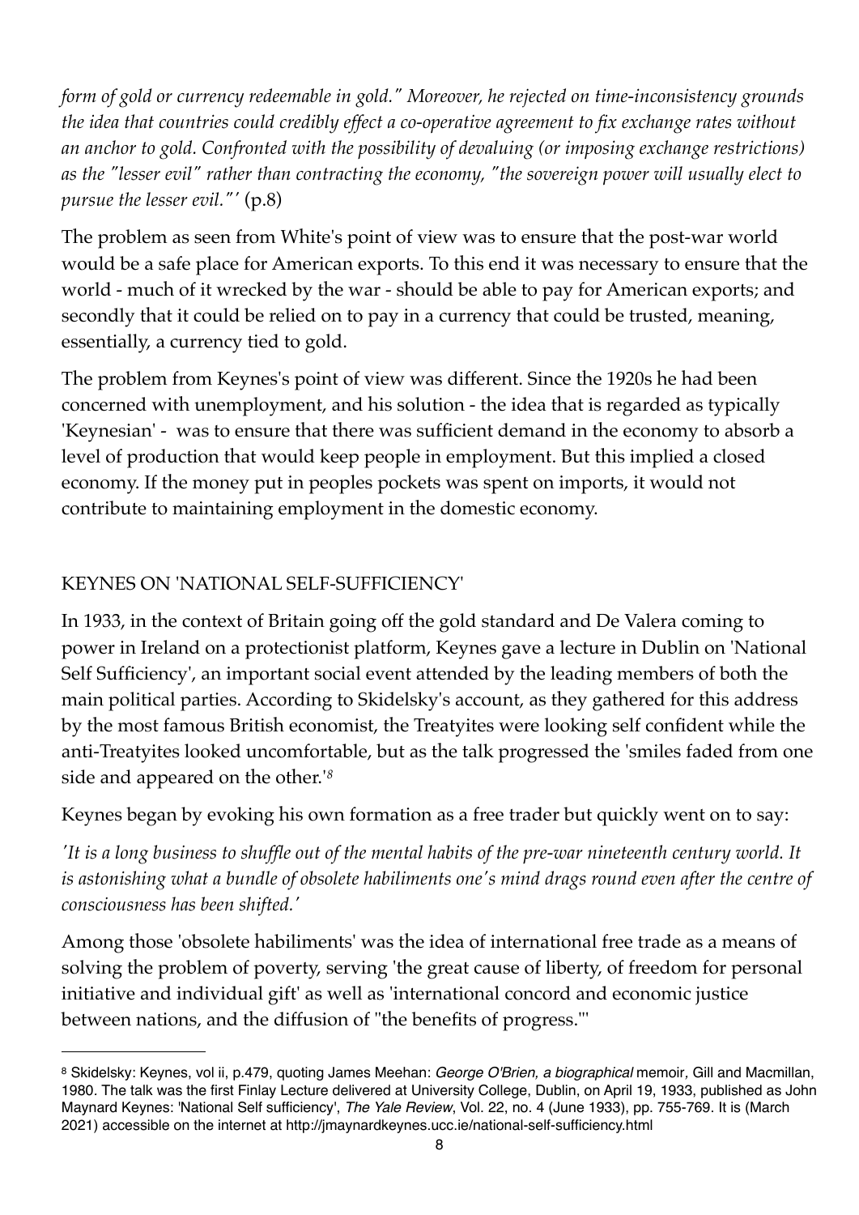*form of gold or currency redeemable in gold." Moreover, he rejected on time-inconsistency grounds the idea that countries could credibly effect a co-operative agreement to fix exchange rates without an anchor to gold. Confronted with the possibility of devaluing (or imposing exchange restrictions) as the "lesser evil" rather than contracting the economy, "the sovereign power will usually elect to pursue the lesser evil."'* (p.8)

The problem as seen from White's point of view was to ensure that the post-war world would be a safe place for American exports. To this end it was necessary to ensure that the world - much of it wrecked by the war - should be able to pay for American exports; and secondly that it could be relied on to pay in a currency that could be trusted, meaning, essentially, a currency tied to gold.

The problem from Keynes's point of view was different. Since the 1920s he had been concerned with unemployment, and his solution - the idea that is regarded as typically 'Keynesian' - was to ensure that there was sufficient demand in the economy to absorb a level of production that would keep people in employment. But this implied a closed economy. If the money put in peoples pockets was spent on imports, it would not contribute to maintaining employment in the domestic economy.

## KEYNES ON 'NATIONAL SELF-SUFFICIENCY'

In 1933, in the context of Britain going off the gold standard and De Valera coming to power in Ireland on a protectionist platform, Keynes gave a lecture in Dublin on 'National Self Sufficiency', an important social event attended by the leading members of both the main political parties. According to Skidelsky's account, as they gathered for this address by the most famous British economist, the Treatyites were looking self confident while the anti-Treatyites looked uncomfortable, but as the talk progressed the 'smiles faded from one side and appeared on the other.'[8]

Keynes began by evoking his own formation as a free trader but quickly went on to say:

*'It is a long business to shuffle out of the mental habits of the pre-war nineteenth century world. It is astonishing what a bundle of obsolete habiliments one's mind drags round even after the centre of consciousness has been shifted.'*

Among those 'obsolete habiliments' was the idea of international free trade as a means of solving the problem of poverty, serving 'the great cause of liberty, of freedom for personal initiative and individual gift' as well as 'international concord and economic justice between nations, and the diffusion of "the benefits of progress."'

---

[8] Skidelsky: Keynes, vol ii, p.479, quoting James Meehan: *George O'Brien, a biographical* memoir, Gill and Macmillan, 1980. The talk was the first Finlay Lecture delivered at University College, Dublin, on April 19, 1933, published as John Maynard Keynes: 'National Self sufficiency', *The Yale Review*, Vol. 22, no. 4 (June 1933), pp. 755-769. It is (March 2021) accessible on the internet at http://jmaynardkeynes.ucc.ie/national-self-sufficiency.html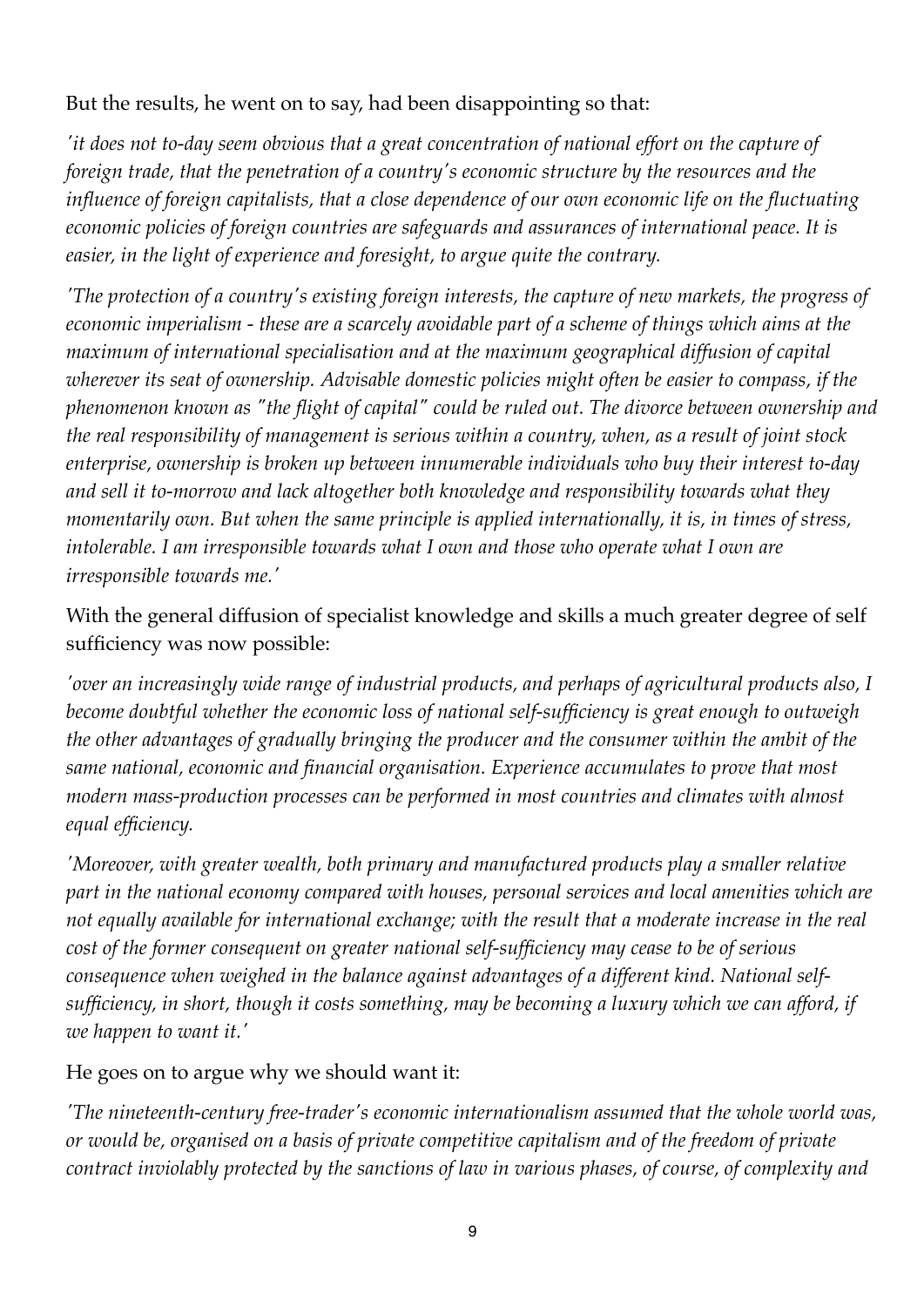But the results, he went on to say, had been disappointing so that:

*'it does not to-day seem obvious that a great concentration of national effort on the capture of foreign trade, that the penetration of a country's economic structure by the resources and the influence of foreign capitalists, that a close dependence of our own economic life on the fluctuating economic policies of foreign countries are safeguards and assurances of international peace. It is easier, in the light of experience and foresight, to argue quite the contrary.*

*'The protection of a country's existing foreign interests, the capture of new markets, the progress of economic imperialism - these are a scarcely avoidable part of a scheme of things which aims at the maximum of international specialisation and at the maximum geographical diffusion of capital wherever its seat of ownership. Advisable domestic policies might often be easier to compass, if the phenomenon known as "the flight of capital" could be ruled out. The divorce between ownership and the real responsibility of management is serious within a country, when, as a result of joint stock enterprise, ownership is broken up between innumerable individuals who buy their interest to-day and sell it to-morrow and lack altogether both knowledge and responsibility towards what they momentarily own. But when the same principle is applied internationally, it is, in times of stress, intolerable. I am irresponsible towards what I own and those who operate what I own are irresponsible towards me.'*

With the general diffusion of specialist knowledge and skills a much greater degree of self sufficiency was now possible:

*'over an increasingly wide range of industrial products, and perhaps of agricultural products also, I become doubtful whether the economic loss of national self-sufficiency is great enough to outweigh the other advantages of gradually bringing the producer and the consumer within the ambit of the same national, economic and financial organisation. Experience accumulates to prove that most modern mass-production processes can be performed in most countries and climates with almost equal efficiency.*

*'Moreover, with greater wealth, both primary and manufactured products play a smaller relative part in the national economy compared with houses, personal services and local amenities which are not equally available for international exchange; with the result that a moderate increase in the real cost of the former consequent on greater national self-sufficiency may cease to be of serious consequence when weighed in the balance against advantages of a different kind. National self-sufficiency, in short, though it costs something, may be becoming a luxury which we can afford, if we happen to want it.'*

He goes on to argue why we should want it:

*'The nineteenth-century free-trader's economic internationalism assumed that the whole world was, or would be, organised on a basis of private competitive capitalism and of the freedom of private contract inviolably protected by the sanctions of law in various phases, of course, of complexity and*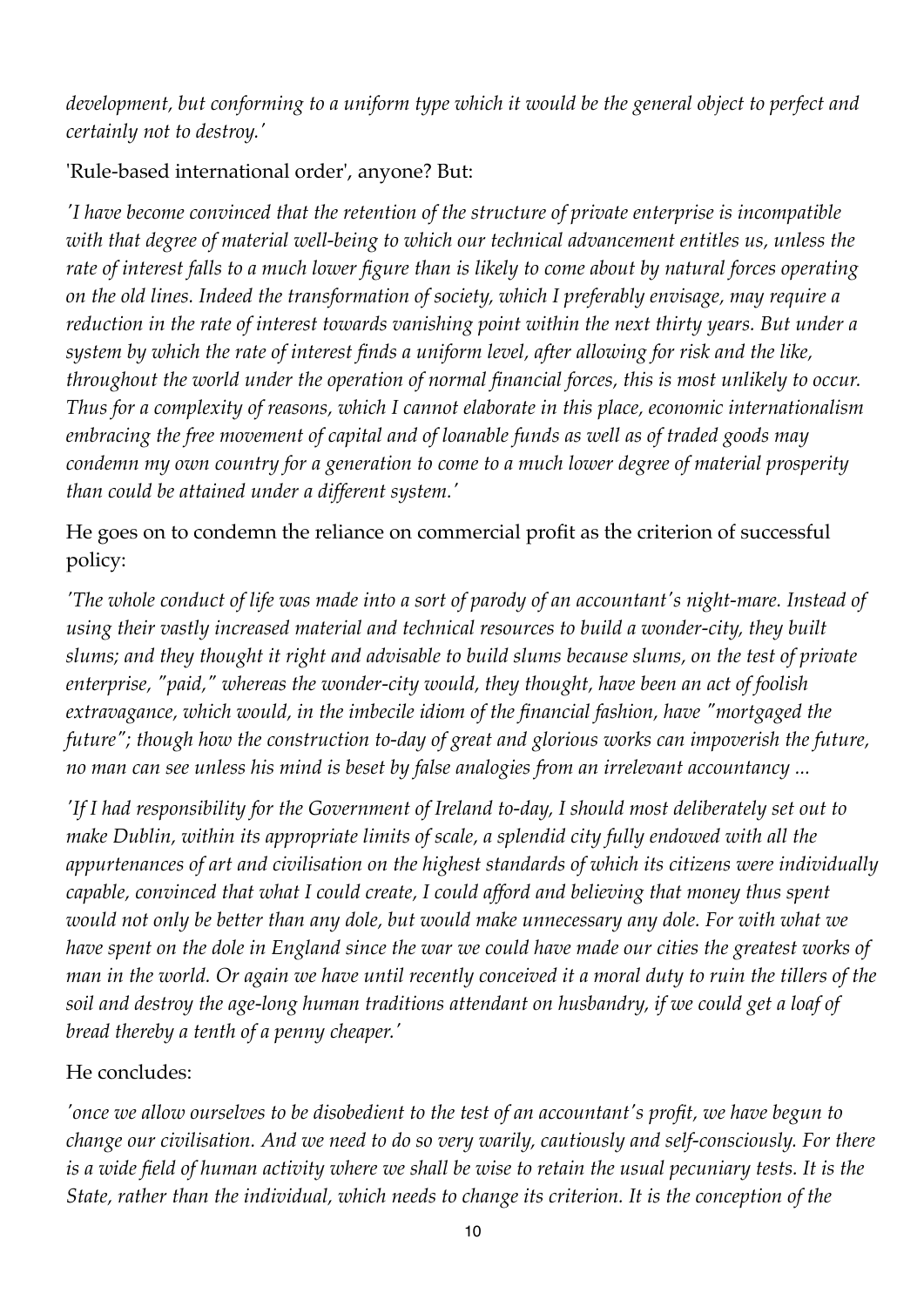*development, but conforming to a uniform type which it would be the general object to perfect and certainly not to destroy.'*

'Rule-based international order', anyone? But:

*'I have become convinced that the retention of the structure of private enterprise is incompatible with that degree of material well-being to which our technical advancement entitles us, unless the rate of interest falls to a much lower figure than is likely to come about by natural forces operating on the old lines. Indeed the transformation of society, which I preferably envisage, may require a reduction in the rate of interest towards vanishing point within the next thirty years. But under a system by which the rate of interest finds a uniform level, after allowing for risk and the like, throughout the world under the operation of normal financial forces, this is most unlikely to occur. Thus for a complexity of reasons, which I cannot elaborate in this place, economic internationalism embracing the free movement of capital and of loanable funds as well as of traded goods may condemn my own country for a generation to come to a much lower degree of material prosperity than could be attained under a different system.'*

He goes on to condemn the reliance on commercial profit as the criterion of successful policy:

*'The whole conduct of life was made into a sort of parody of an accountant's night-mare. Instead of using their vastly increased material and technical resources to build a wonder-city, they built slums; and they thought it right and advisable to build slums because slums, on the test of private enterprise, "paid," whereas the wonder-city would, they thought, have been an act of foolish extravagance, which would, in the imbecile idiom of the financial fashion, have "mortgaged the future"; though how the construction to-day of great and glorious works can impoverish the future, no man can see unless his mind is beset by false analogies from an irrelevant accountancy ...*

*'If I had responsibility for the Government of Ireland to-day, I should most deliberately set out to make Dublin, within its appropriate limits of scale, a splendid city fully endowed with all the appurtenances of art and civilisation on the highest standards of which its citizens were individually capable, convinced that what I could create, I could afford and believing that money thus spent would not only be better than any dole, but would make unnecessary any dole. For with what we have spent on the dole in England since the war we could have made our cities the greatest works of man in the world. Or again we have until recently conceived it a moral duty to ruin the tillers of the soil and destroy the age-long human traditions attendant on husbandry, if we could get a loaf of bread thereby a tenth of a penny cheaper.'*

He concludes:

*'once we allow ourselves to be disobedient to the test of an accountant's profit, we have begun to change our civilisation. And we need to do so very warily, cautiously and self-consciously. For there is a wide field of human activity where we shall be wise to retain the usual pecuniary tests. It is the State, rather than the individual, which needs to change its criterion. It is the conception of the*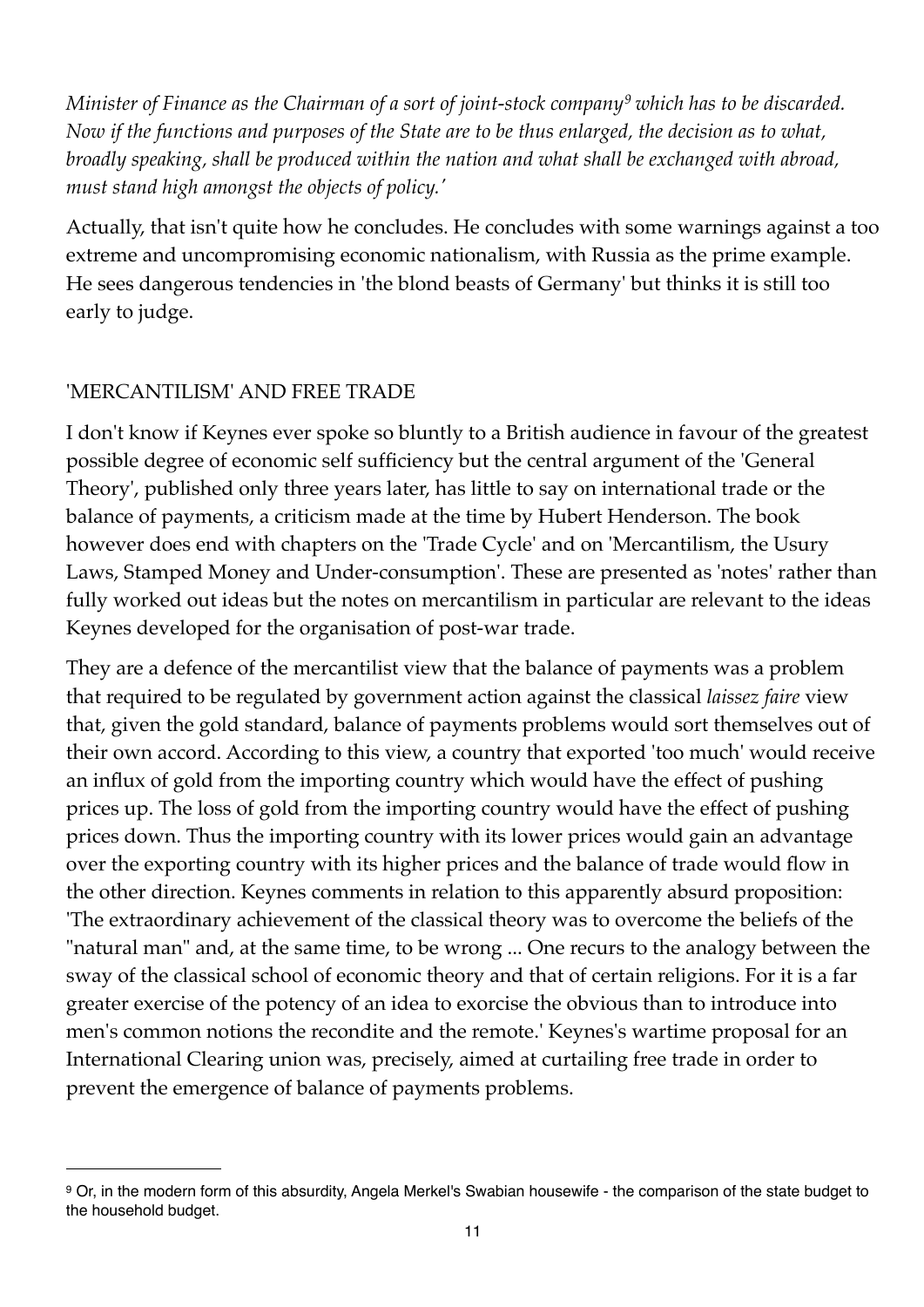*Minister of Finance as the Chairman of a sort of joint-stock company[9] which has to be discarded. Now if the functions and purposes of the State are to be thus enlarged, the decision as to what, broadly speaking, shall be produced within the nation and what shall be exchanged with abroad, must stand high amongst the objects of policy.'*

Actually, that isn't quite how he concludes. He concludes with some warnings against a too extreme and uncompromising economic nationalism, with Russia as the prime example. He sees dangerous tendencies in 'the blond beasts of Germany' but thinks it is still too early to judge.

## 'MERCANTILISM' AND FREE TRADE

I don't know if Keynes ever spoke so bluntly to a British audience in favour of the greatest possible degree of economic self sufficiency but the central argument of the 'General Theory', published only three years later, has little to say on international trade or the balance of payments, a criticism made at the time by Hubert Henderson. The book however does end with chapters on the 'Trade Cycle' and on 'Mercantilism, the Usury Laws, Stamped Money and Under-consumption'. These are presented as 'notes' rather than fully worked out ideas but the notes on mercantilism in particular are relevant to the ideas Keynes developed for the organisation of post-war trade.

They are a defence of the mercantilist view that the balance of payments was a problem that required to be regulated by government action against the classical *laissez faire* view that, given the gold standard, balance of payments problems would sort themselves out of their own accord. According to this view, a country that exported 'too much' would receive an influx of gold from the importing country which would have the effect of pushing prices up. The loss of gold from the importing country would have the effect of pushing prices down. Thus the importing country with its lower prices would gain an advantage over the exporting country with its higher prices and the balance of trade would flow in the other direction. Keynes comments in relation to this apparently absurd proposition: 'The extraordinary achievement of the classical theory was to overcome the beliefs of the "natural man" and, at the same time, to be wrong ... One recurs to the analogy between the sway of the classical school of economic theory and that of certain religions. For it is a far greater exercise of the potency of an idea to exorcise the obvious than to introduce into men's common notions the recondite and the remote.' Keynes's wartime proposal for an International Clearing union was, precisely, aimed at curtailing free trade in order to prevent the emergence of balance of payments problems.

---

[9] Or, in the modern form of this absurdity, Angela Merkel's Swabian housewife - the comparison of the state budget to the household budget.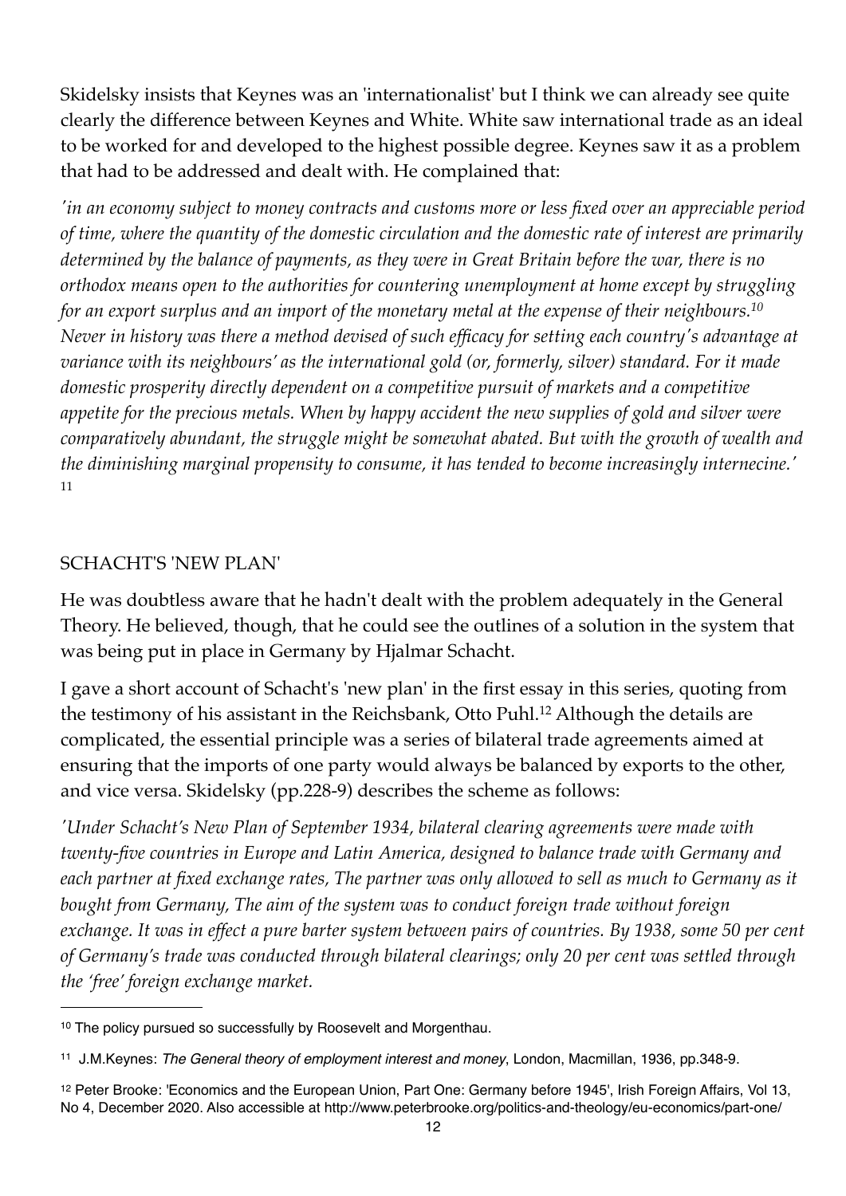Skidelsky insists that Keynes was an 'internationalist' but I think we can already see quite clearly the difference between Keynes and White. White saw international trade as an ideal to be worked for and developed to the highest possible degree. Keynes saw it as a problem that had to be addressed and dealt with. He complained that:

*'in an economy subject to money contracts and customs more or less fixed over an appreciable period of time, where the quantity of the domestic circulation and the domestic rate of interest are primarily determined by the balance of payments, as they were in Great Britain before the war, there is no orthodox means open to the authorities for countering unemployment at home except by struggling for an export surplus and an import of the monetary metal at the expense of their neighbours.*[10] *Never in history was there a method devised of such efficacy for setting each country's advantage at variance with its neighbours' as the international gold (or, formerly, silver) standard. For it made domestic prosperity directly dependent on a competitive pursuit of markets and a competitive appetite for the precious metals. When by happy accident the new supplies of gold and silver were comparatively abundant, the struggle might be somewhat abated. But with the growth of wealth and the diminishing marginal propensity to consume, it has tended to become increasingly internecine.'* [11]

## SCHACHT'S 'NEW PLAN'

He was doubtless aware that he hadn't dealt with the problem adequately in the General Theory. He believed, though, that he could see the outlines of a solution in the system that was being put in place in Germany by Hjalmar Schacht.

I gave a short account of Schacht's 'new plan' in the first essay in this series, quoting from the testimony of his assistant in the Reichsbank, Otto Puhl.[12] Although the details are complicated, the essential principle was a series of bilateral trade agreements aimed at ensuring that the imports of one party would always be balanced by exports to the other, and vice versa. Skidelsky (pp.228-9) describes the scheme as follows:

*'Under Schacht's New Plan of September 1934, bilateral clearing agreements were made with twenty-five countries in Europe and Latin America, designed to balance trade with Germany and each partner at fixed exchange rates, The partner was only allowed to sell as much to Germany as it bought from Germany, The aim of the system was to conduct foreign trade without foreign exchange. It was in effect a pure barter system between pairs of countries. By 1938, some 50 per cent of Germany's trade was conducted through bilateral clearings; only 20 per cent was settled through the 'free' foreign exchange market.*

---

[10] The policy pursued so successfully by Roosevelt and Morgenthau.

[11] J.M.Keynes: *The General theory of employment interest and money*, London, Macmillan, 1936, pp.348-9.

[12] Peter Brooke: 'Economics and the European Union, Part One: Germany before 1945', Irish Foreign Affairs, Vol 13, No 4, December 2020. Also accessible at http://www.peterbrooke.org/politics-and-theology/eu-economics/part-one/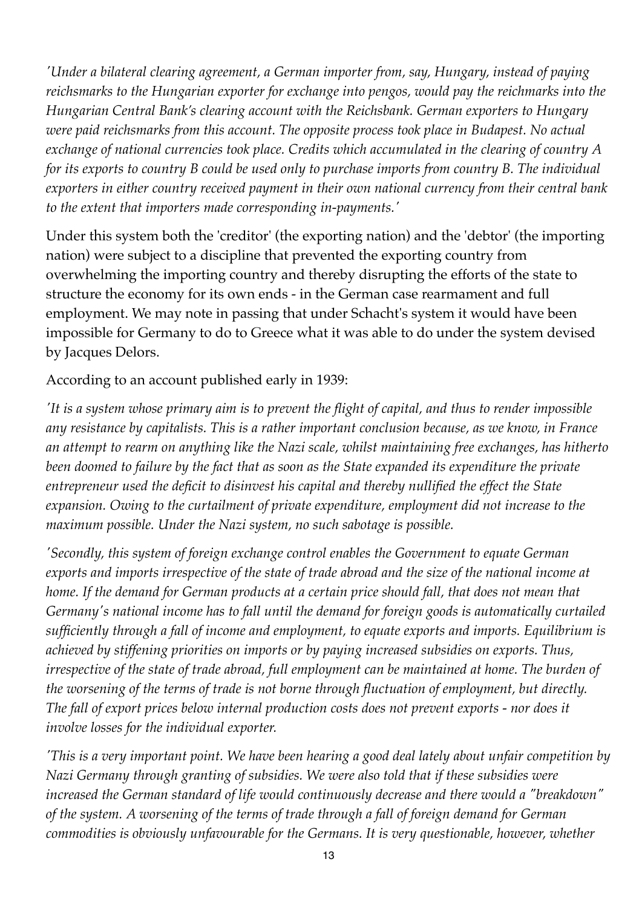*'Under a bilateral clearing agreement, a German importer from, say, Hungary, instead of paying reichsmarks to the Hungarian exporter for exchange into pengos, would pay the reichmarks into the Hungarian Central Bank's clearing account with the Reichsbank. German exporters to Hungary were paid reichsmarks from this account. The opposite process took place in Budapest. No actual exchange of national currencies took place. Credits which accumulated in the clearing of country A for its exports to country B could be used only to purchase imports from country B. The individual exporters in either country received payment in their own national currency from their central bank to the extent that importers made corresponding in-payments.'*

Under this system both the 'creditor' (the exporting nation) and the 'debtor' (the importing nation) were subject to a discipline that prevented the exporting country from overwhelming the importing country and thereby disrupting the efforts of the state to structure the economy for its own ends - in the German case rearmament and full employment. We may note in passing that under Schacht's system it would have been impossible for Germany to do to Greece what it was able to do under the system devised by Jacques Delors.

According to an account published early in 1939:

*'It is a system whose primary aim is to prevent the flight of capital, and thus to render impossible any resistance by capitalists. This is a rather important conclusion because, as we know, in France an attempt to rearm on anything like the Nazi scale, whilst maintaining free exchanges, has hitherto been doomed to failure by the fact that as soon as the State expanded its expenditure the private entrepreneur used the deficit to disinvest his capital and thereby nullified the effect the State expansion. Owing to the curtailment of private expenditure, employment did not increase to the maximum possible. Under the Nazi system, no such sabotage is possible.*

*'Secondly, this system of foreign exchange control enables the Government to equate German exports and imports irrespective of the state of trade abroad and the size of the national income at home. If the demand for German products at a certain price should fall, that does not mean that Germany's national income has to fall until the demand for foreign goods is automatically curtailed sufficiently through a fall of income and employment, to equate exports and imports. Equilibrium is achieved by stiffening priorities on imports or by paying increased subsidies on exports. Thus, irrespective of the state of trade abroad, full employment can be maintained at home. The burden of the worsening of the terms of trade is not borne through fluctuation of employment, but directly. The fall of export prices below internal production costs does not prevent exports - nor does it involve losses for the individual exporter.*

*'This is a very important point. We have been hearing a good deal lately about unfair competition by Nazi Germany through granting of subsidies. We were also told that if these subsidies were increased the German standard of life would continuously decrease and there would a "breakdown" of the system. A worsening of the terms of trade through a fall of foreign demand for German commodities is obviously unfavourable for the Germans. It is very questionable, however, whether*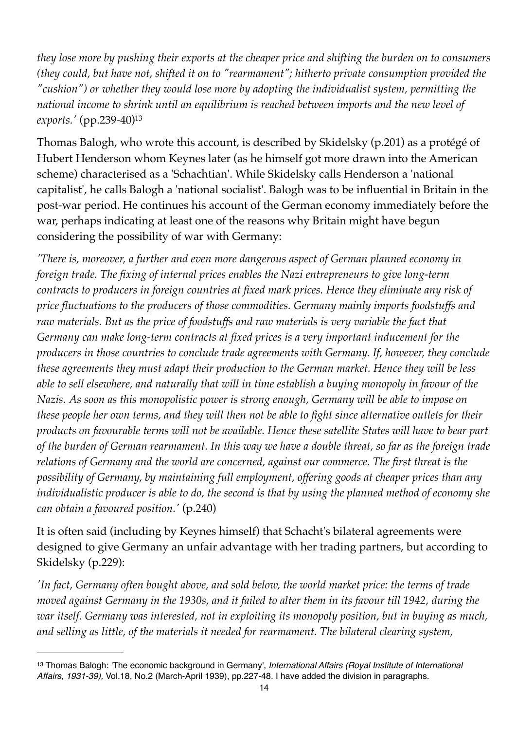*they lose more by pushing their exports at the cheaper price and shifting the burden on to consumers (they could, but have not, shifted it on to "rearmament"; hitherto private consumption provided the "cushion") or whether they would lose more by adopting the individualist system, permitting the national income to shrink until an equilibrium is reached between imports and the new level of exports.'* (pp.239-40)[13]

Thomas Balogh, who wrote this account, is described by Skidelsky (p.201) as a protégé of Hubert Henderson whom Keynes later (as he himself got more drawn into the American scheme) characterised as a 'Schachtian'. While Skidelsky calls Henderson a 'national capitalist', he calls Balogh a 'national socialist'. Balogh was to be influential in Britain in the post-war period. He continues his account of the German economy immediately before the war, perhaps indicating at least one of the reasons why Britain might have begun considering the possibility of war with Germany:

*'There is, moreover, a further and even more dangerous aspect of German planned economy in foreign trade. The fixing of internal prices enables the Nazi entrepreneurs to give long-term contracts to producers in foreign countries at fixed mark prices. Hence they eliminate any risk of price fluctuations to the producers of those commodities. Germany mainly imports foodstuffs and raw materials. But as the price of foodstuffs and raw materials is very variable the fact that Germany can make long-term contracts at fixed prices is a very important inducement for the producers in those countries to conclude trade agreements with Germany. If, however, they conclude these agreements they must adapt their production to the German market. Hence they will be less able to sell elsewhere, and naturally that will in time establish a buying monopoly in favour of the Nazis. As soon as this monopolistic power is strong enough, Germany will be able to impose on these people her own terms, and they will then not be able to fight since alternative outlets for their products on favourable terms will not be available. Hence these satellite States will have to bear part of the burden of German rearmament. In this way we have a double threat, so far as the foreign trade relations of Germany and the world are concerned, against our commerce. The first threat is the possibility of Germany, by maintaining full employment, offering goods at cheaper prices than any individualistic producer is able to do, the second is that by using the planned method of economy she can obtain a favoured position.'* (p.240)

It is often said (including by Keynes himself) that Schacht's bilateral agreements were designed to give Germany an unfair advantage with her trading partners, but according to Skidelsky (p.229):

*'In fact, Germany often bought above, and sold below, the world market price: the terms of trade moved against Germany in the 1930s, and it failed to alter them in its favour till 1942, during the war itself. Germany was interested, not in exploiting its monopoly position, but in buying as much, and selling as little, of the materials it needed for rearmament. The bilateral clearing system,*

---

[13] Thomas Balogh: 'The economic background in Germany', *International Affairs (Royal Institute of International Affairs, 1931-39)*, Vol.18, No.2 (March-April 1939), pp.227-48. I have added the division in paragraphs.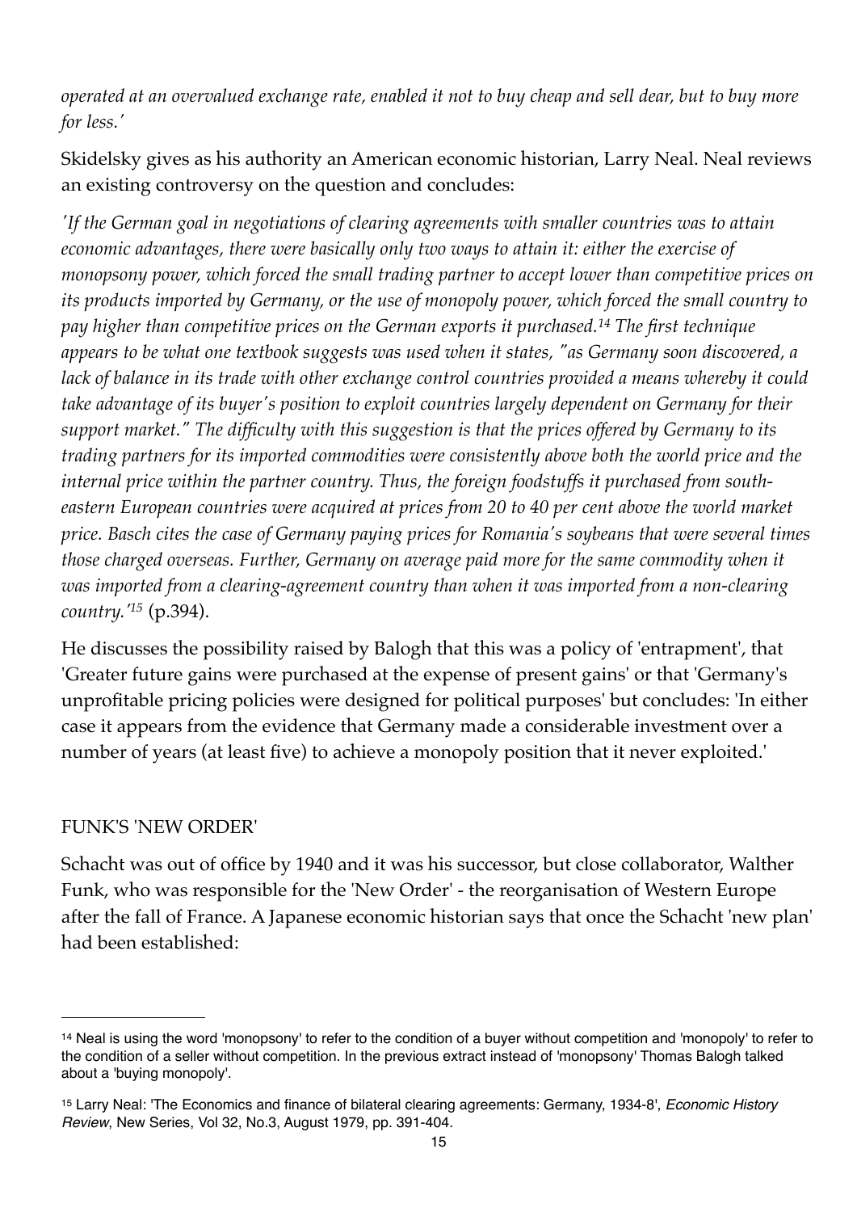*operated at an overvalued exchange rate, enabled it not to buy cheap and sell dear, but to buy more for less.'*

Skidelsky gives as his authority an American economic historian, Larry Neal. Neal reviews an existing controversy on the question and concludes:

*'If the German goal in negotiations of clearing agreements with smaller countries was to attain economic advantages, there were basically only two ways to attain it: either the exercise of monopsony power, which forced the small trading partner to accept lower than competitive prices on its products imported by Germany, or the use of monopoly power, which forced the small country to pay higher than competitive prices on the German exports it purchased.[14] The first technique appears to be what one textbook suggests was used when it states, "as Germany soon discovered, a lack of balance in its trade with other exchange control countries provided a means whereby it could take advantage of its buyer's position to exploit countries largely dependent on Germany for their support market." The difficulty with this suggestion is that the prices offered by Germany to its trading partners for its imported commodities were consistently above both the world price and the internal price within the partner country. Thus, the foreign foodstuffs it purchased from south-eastern European countries were acquired at prices from 20 to 40 per cent above the world market price. Basch cites the case of Germany paying prices for Romania's soybeans that were several times those charged overseas. Further, Germany on average paid more for the same commodity when it was imported from a clearing-agreement country than when it was imported from a non-clearing country.'[15]* (p.394).

He discusses the possibility raised by Balogh that this was a policy of 'entrapment', that 'Greater future gains were purchased at the expense of present gains' or that 'Germany's unprofitable pricing policies were designed for political purposes' but concludes: 'In either case it appears from the evidence that Germany made a considerable investment over a number of years (at least five) to achieve a monopoly position that it never exploited.'

## FUNK'S 'NEW ORDER'

Schacht was out of office by 1940 and it was his successor, but close collaborator, Walther Funk, who was responsible for the 'New Order' - the reorganisation of Western Europe after the fall of France. A Japanese economic historian says that once the Schacht 'new plan' had been established:

---

[14] Neal is using the word 'monopsony' to refer to the condition of a buyer without competition and 'monopoly' to refer to the condition of a seller without competition. In the previous extract instead of 'monopsony' Thomas Balogh talked about a 'buying monopoly'.

[15] Larry Neal: 'The Economics and finance of bilateral clearing agreements: Germany, 1934-8', *Economic History Review*, New Series, Vol 32, No.3, August 1979, pp. 391-404.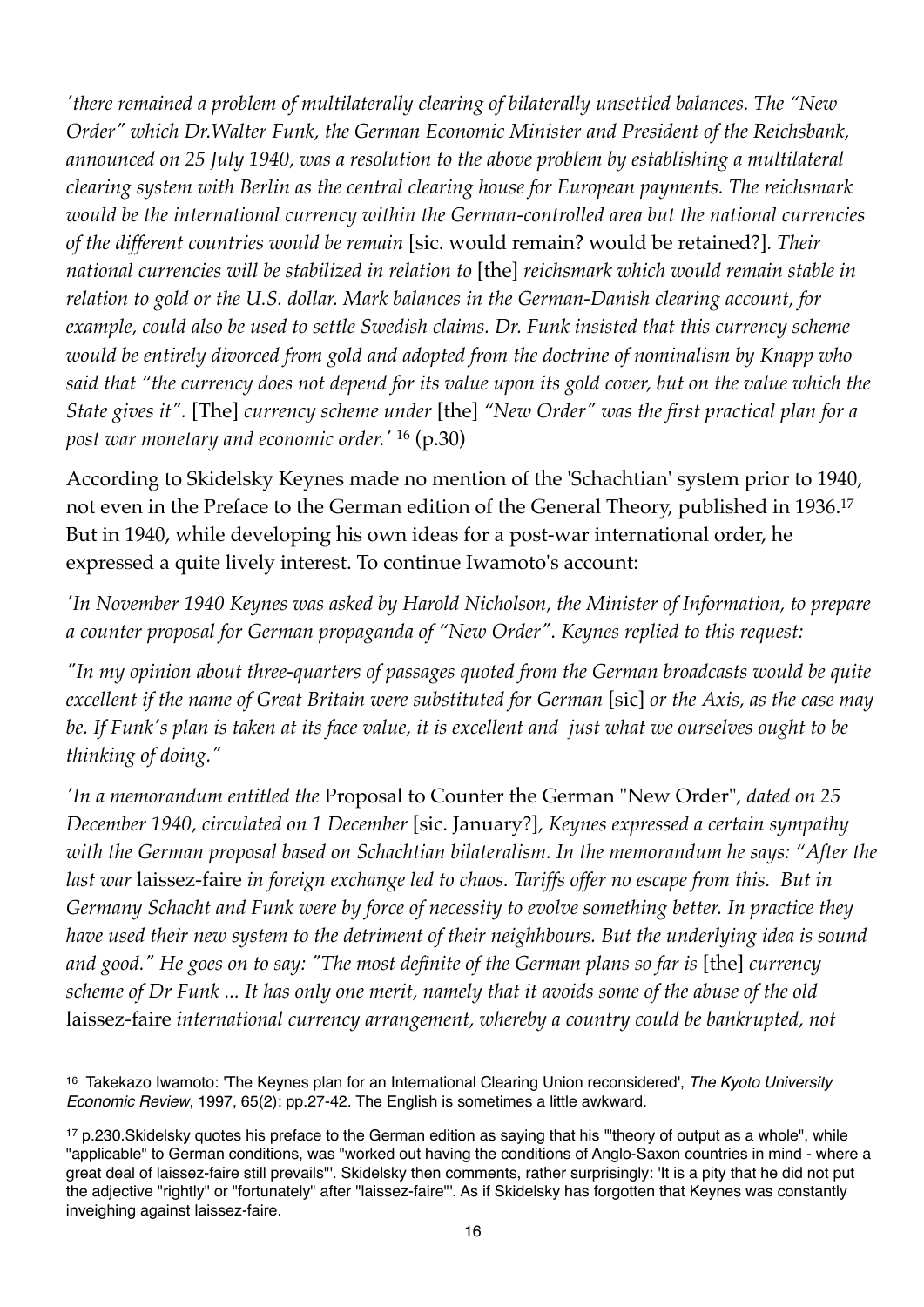*'there remained a problem of multilaterally clearing of bilaterally unsettled balances. The "New Order" which Dr.Walter Funk, the German Economic Minister and President of the Reichsbank, announced on 25 July 1940, was a resolution to the above problem by establishing a multilateral clearing system with Berlin as the central clearing house for European payments. The reichsmark would be the international currency within the German-controlled area but the national currencies of the different countries would be remain* [sic. would remain? would be retained?]*. Their national currencies will be stabilized in relation to* [the] *reichsmark which would remain stable in relation to gold or the U.S. dollar. Mark balances in the German-Danish clearing account, for example, could also be used to settle Swedish claims. Dr. Funk insisted that this currency scheme would be entirely divorced from gold and adopted from the doctrine of nominalism by Knapp who said that "the currency does not depend for its value upon its gold cover, but on the value which the State gives it".* [The] *currency scheme under* [the] *"New Order" was the first practical plan for a post war monetary and economic order.'* [16] (p.30)

According to Skidelsky Keynes made no mention of the 'Schachtian' system prior to 1940, not even in the Preface to the German edition of the General Theory, published in 1936.[17] But in 1940, while developing his own ideas for a post-war international order, he expressed a quite lively interest. To continue Iwamoto's account:

*'In November 1940 Keynes was asked by Harold Nicholson, the Minister of Information, to prepare a counter proposal for German propaganda of "New Order". Keynes replied to this request:*

*"In my opinion about three-quarters of passages quoted from the German broadcasts would be quite excellent if the name of Great Britain were substituted for German* [sic] *or the Axis, as the case may be. If Funk's plan is taken at its face value, it is excellent and just what we ourselves ought to be thinking of doing."*

*'In a memorandum entitled the* Proposal to Counter the German "New Order"*, dated on 25 December 1940, circulated on 1 December* [sic. January?]*, Keynes expressed a certain sympathy with the German proposal based on Schachtian bilateralism. In the memorandum he says: "After the last war* laissez-faire *in foreign exchange led to chaos. Tariffs offer no escape from this. But in Germany Schacht and Funk were by force of necessity to evolve something better. In practice they have used their new system to the detriment of their neighhbours. But the underlying idea is sound and good." He goes on to say: "The most definite of the German plans so far is* [the] *currency scheme of Dr Funk ... It has only one merit, namely that it avoids some of the abuse of the old* laissez-faire *international currency arrangement, whereby a country could be bankrupted, not*

---

[16] Takekazo Iwamoto: 'The Keynes plan for an International Clearing Union reconsidered', *The Kyoto University Economic Review*, 1997, 65(2): pp.27-42. The English is sometimes a little awkward.

[17] p.230.Skidelsky quotes his preface to the German edition as saying that his '"theory of output as a whole", while "applicable" to German conditions, was "worked out having the conditions of Anglo-Saxon countries in mind - where a great deal of laissez-faire still prevails"'. Skidelsky then comments, rather surprisingly: 'It is a pity that he did not put the adjective "rightly" or "fortunately" after "laissez-faire"'. As if Skidelsky has forgotten that Keynes was constantly inveighing against laissez-faire.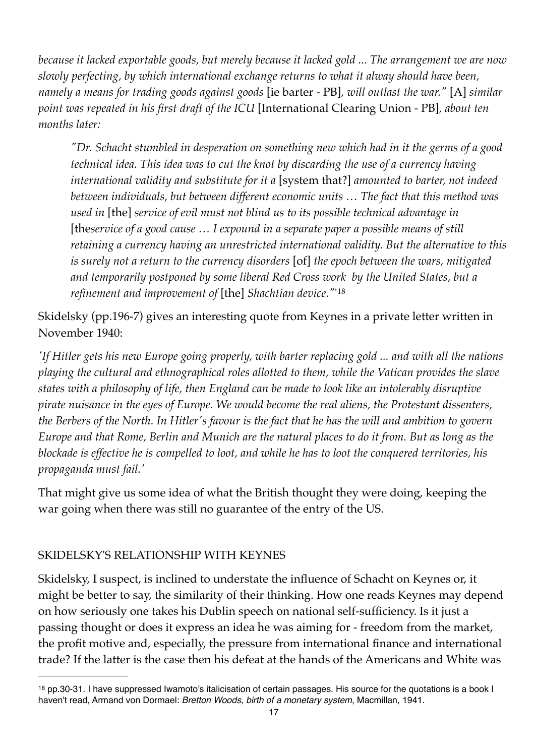*because it lacked exportable goods, but merely because it lacked gold ... The arrangement we are now slowly perfecting, by which international exchange returns to what it alway should have been, namely a means for trading goods against goods* [ie barter - PB]*, will outlast the war."* [A] *similar point was repeated in his first draft of the ICU* [International Clearing Union - PB]*, about ten months later:*

> *"Dr. Schacht stumbled in desperation on something new which had in it the germs of a good technical idea. This idea was to cut the knot by discarding the use of a currency having international validity and substitute for it a* [system that?] *amounted to barter, not indeed between individuals, but between different economic units … The fact that this method was used in* [the] *service of evil must not blind us to its possible technical advantage in* [the*service of a good cause … I expound in a separate paper a possible means of still retaining a currency having an unrestricted international validity. But the alternative to this is surely not a return to the currency disorders* [of] *the epoch between the wars, mitigated and temporarily postponed by some liberal Red Cross work by the United States, but a refinement and improvement of* [the] *Shachtian device."*'[18]

Skidelsky (pp.196-7) gives an interesting quote from Keynes in a private letter written in November 1940:

*'If Hitler gets his new Europe going properly, with barter replacing gold ... and with all the nations playing the cultural and ethnographical roles allotted to them, while the Vatican provides the slave states with a philosophy of life, then England can be made to look like an intolerably disruptive pirate nuisance in the eyes of Europe. We would become the real aliens, the Protestant dissenters, the Berbers of the North. In Hitler's favour is the fact that he has the will and ambition to govern Europe and that Rome, Berlin and Munich are the natural places to do it from. But as long as the blockade is effective he is compelled to loot, and while he has to loot the conquered territories, his propaganda must fail.'*

That might give us some idea of what the British thought they were doing, keeping the war going when there was still no guarantee of the entry of the US.

## SKIDELSKY'S RELATIONSHIP WITH KEYNES

Skidelsky, I suspect, is inclined to understate the influence of Schacht on Keynes or, it might be better to say, the similarity of their thinking. How one reads Keynes may depend on how seriously one takes his Dublin speech on national self-sufficiency. Is it just a passing thought or does it express an idea he was aiming for - freedom from the market, the profit motive and, especially, the pressure from international finance and international trade? If the latter is the case then his defeat at the hands of the Americans and White was

---

[18] pp.30-31. I have suppressed Iwamoto's italicisation of certain passages. His source for the quotations is a book I haven't read, Armand von Dormael: *Bretton Woods, birth of a monetary system*, Macmillan, 1941.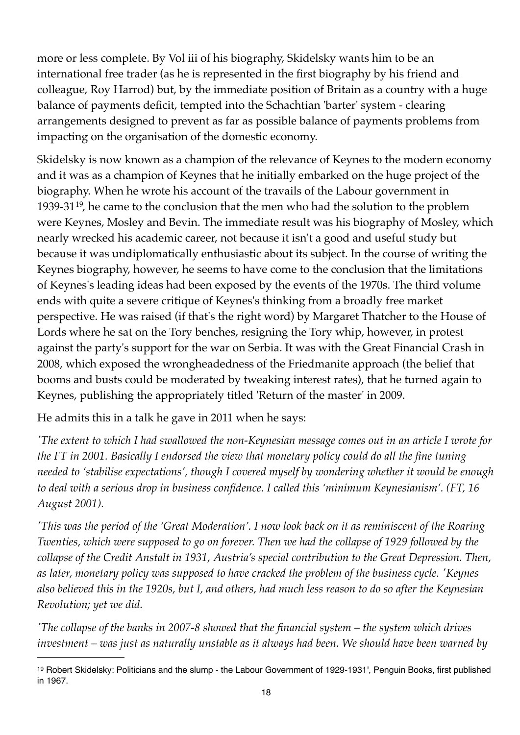more or less complete. By Vol iii of his biography, Skidelsky wants him to be an international free trader (as he is represented in the first biography by his friend and colleague, Roy Harrod) but, by the immediate position of Britain as a country with a huge balance of payments deficit, tempted into the Schachtian 'barter' system - clearing arrangements designed to prevent as far as possible balance of payments problems from impacting on the organisation of the domestic economy.

Skidelsky is now known as a champion of the relevance of Keynes to the modern economy and it was as a champion of Keynes that he initially embarked on the huge project of the biography. When he wrote his account of the travails of the Labour government in 1939-31[19], he came to the conclusion that the men who had the solution to the problem were Keynes, Mosley and Bevin. The immediate result was his biography of Mosley, which nearly wrecked his academic career, not because it isn't a good and useful study but because it was undiplomatically enthusiastic about its subject. In the course of writing the Keynes biography, however, he seems to have come to the conclusion that the limitations of Keynes's leading ideas had been exposed by the events of the 1970s. The third volume ends with quite a severe critique of Keynes's thinking from a broadly free market perspective. He was raised (if that's the right word) by Margaret Thatcher to the House of Lords where he sat on the Tory benches, resigning the Tory whip, however, in protest against the party's support for the war on Serbia. It was with the Great Financial Crash in 2008, which exposed the wrongheadedness of the Friedmanite approach (the belief that booms and busts could be moderated by tweaking interest rates), that he turned again to Keynes, publishing the appropriately titled 'Return of the master' in 2009.

He admits this in a talk he gave in 2011 when he says:

*'The extent to which I had swallowed the non-Keynesian message comes out in an article I wrote for the FT in 2001. Basically I endorsed the view that monetary policy could do all the fine tuning needed to 'stabilise expectations', though I covered myself by wondering whether it would be enough to deal with a serious drop in business confidence. I called this 'minimum Keynesianism'. (FT, 16 August 2001).*

*'This was the period of the 'Great Moderation'. I now look back on it as reminiscent of the Roaring Twenties, which were supposed to go on forever. Then we had the collapse of 1929 followed by the collapse of the Credit Anstalt in 1931, Austria's special contribution to the Great Depression. Then, as later, monetary policy was supposed to have cracked the problem of the business cycle. 'Keynes also believed this in the 1920s, but I, and others, had much less reason to do so after the Keynesian Revolution; yet we did.*

*'The collapse of the banks in 2007-8 showed that the financial system – the system which drives investment – was just as naturally unstable as it always had been. We should have been warned by*

---

[19] Robert Skidelsky: Politicians and the slump - the Labour Government of 1929-1931', Penguin Books, first published in 1967.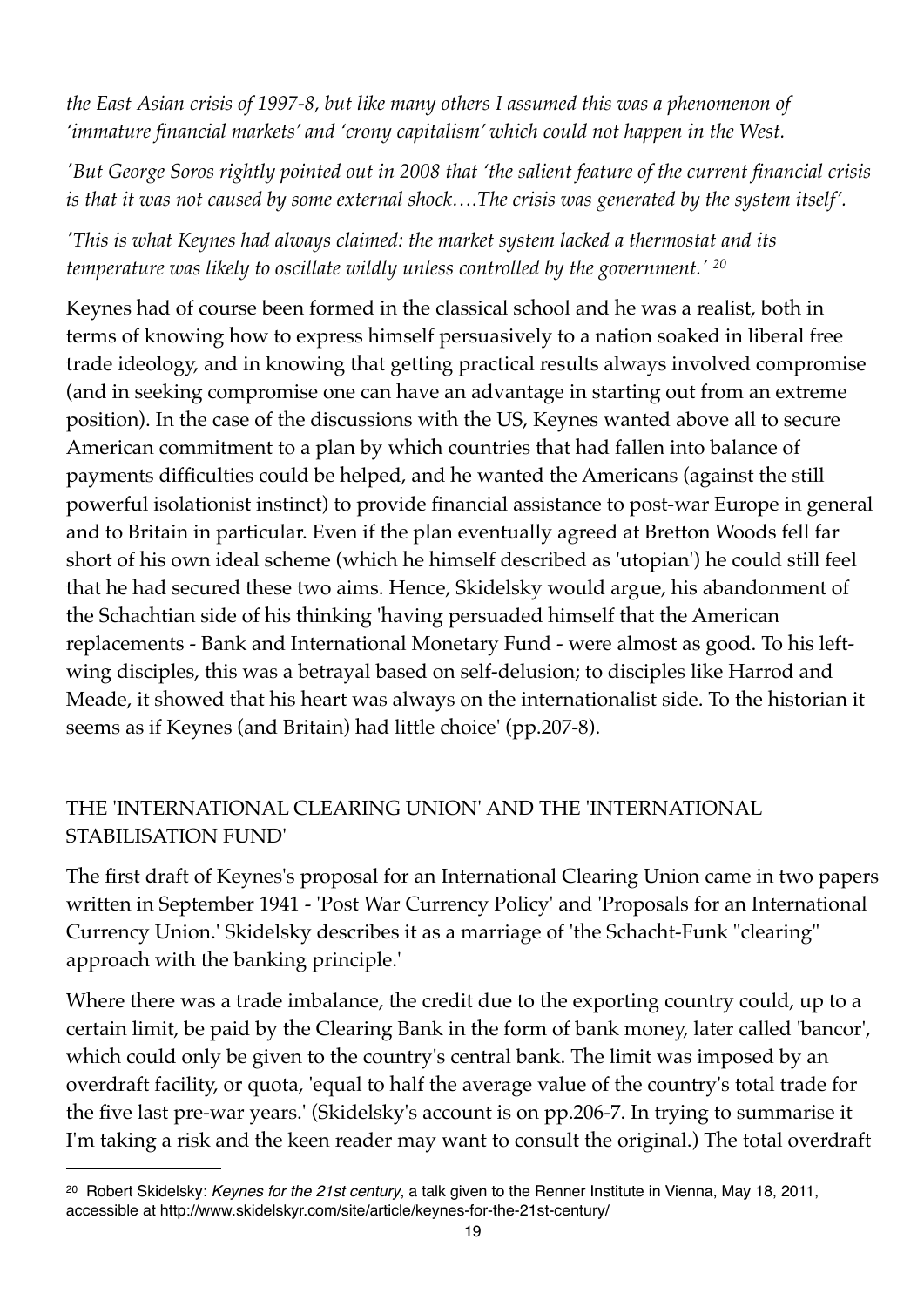*the East Asian crisis of 1997-8, but like many others I assumed this was a phenomenon of 'immature financial markets' and 'crony capitalism' which could not happen in the West.*

*'But George Soros rightly pointed out in 2008 that 'the salient feature of the current financial crisis is that it was not caused by some external shock….The crisis was generated by the system itself'.*

*'This is what Keynes had always claimed: the market system lacked a thermostat and its temperature was likely to oscillate wildly unless controlled by the government.'* [20]

Keynes had of course been formed in the classical school and he was a realist, both in terms of knowing how to express himself persuasively to a nation soaked in liberal free trade ideology, and in knowing that getting practical results always involved compromise (and in seeking compromise one can have an advantage in starting out from an extreme position). In the case of the discussions with the US, Keynes wanted above all to secure American commitment to a plan by which countries that had fallen into balance of payments difficulties could be helped, and he wanted the Americans (against the still powerful isolationist instinct) to provide financial assistance to post-war Europe in general and to Britain in particular. Even if the plan eventually agreed at Bretton Woods fell far short of his own ideal scheme (which he himself described as 'utopian') he could still feel that he had secured these two aims. Hence, Skidelsky would argue, his abandonment of the Schachtian side of his thinking 'having persuaded himself that the American replacements - Bank and International Monetary Fund - were almost as good. To his left-wing disciples, this was a betrayal based on self-delusion; to disciples like Harrod and Meade, it showed that his heart was always on the internationalist side. To the historian it seems as if Keynes (and Britain) had little choice' (pp.207-8).

## THE 'INTERNATIONAL CLEARING UNION' AND THE 'INTERNATIONAL STABILISATION FUND'

The first draft of Keynes's proposal for an International Clearing Union came in two papers written in September 1941 - 'Post War Currency Policy' and 'Proposals for an International Currency Union.' Skidelsky describes it as a marriage of 'the Schacht-Funk "clearing" approach with the banking principle.'

Where there was a trade imbalance, the credit due to the exporting country could, up to a certain limit, be paid by the Clearing Bank in the form of bank money, later called 'bancor', which could only be given to the country's central bank. The limit was imposed by an overdraft facility, or quota, 'equal to half the average value of the country's total trade for the five last pre-war years.' (Skidelsky's account is on pp.206-7. In trying to summarise it I'm taking a risk and the keen reader may want to consult the original.) The total overdraft

---

[20] Robert Skidelsky: *Keynes for the 21st century*, a talk given to the Renner Institute in Vienna, May 18, 2011, accessible at http://www.skidelskyr.com/site/article/keynes-for-the-21st-century/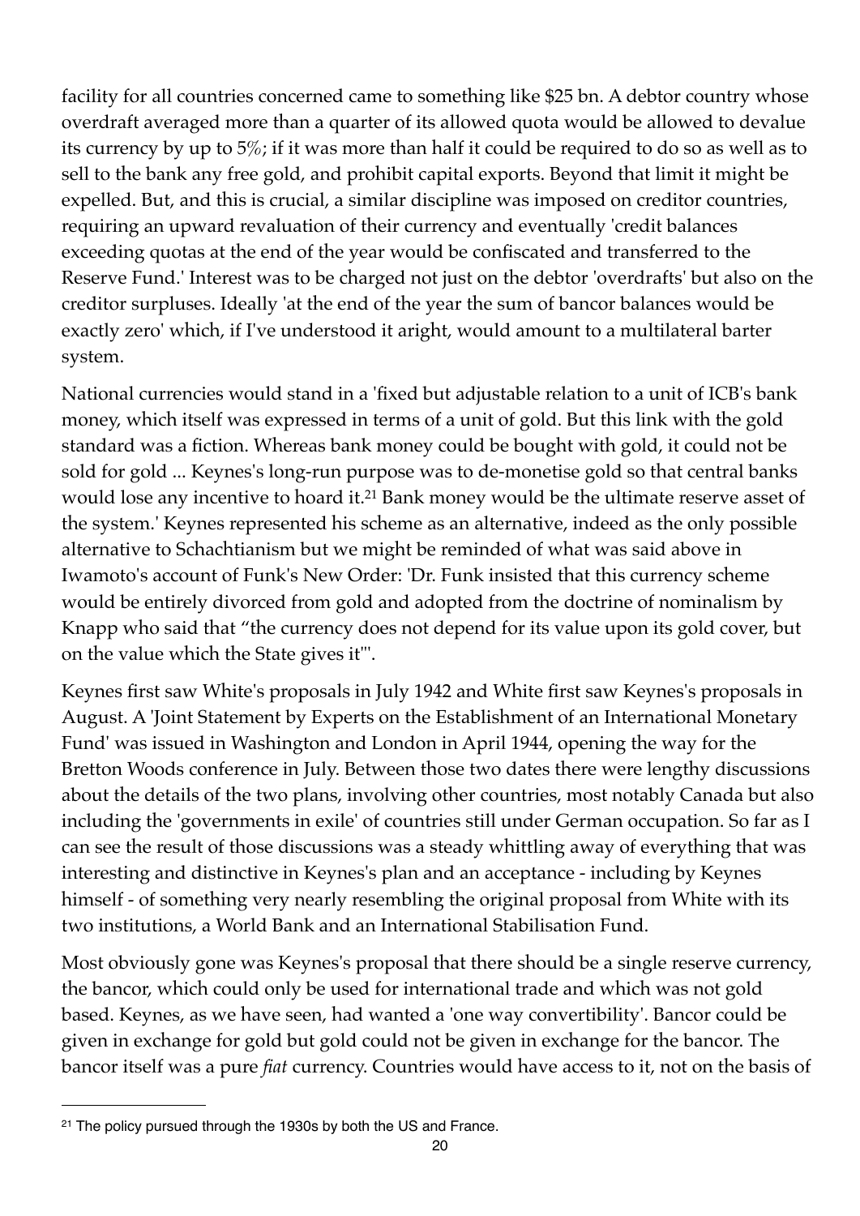facility for all countries concerned came to something like $25 bn. A debtor country whose overdraft averaged more than a quarter of its allowed quota would be allowed to devalue its currency by up to 5%; if it was more than half it could be required to do so as well as to sell to the bank any free gold, and prohibit capital exports. Beyond that limit it might be expelled. But, and this is crucial, a similar discipline was imposed on creditor countries, requiring an upward revaluation of their currency and eventually 'credit balances exceeding quotas at the end of the year would be confiscated and transferred to the Reserve Fund.' Interest was to be charged not just on the debtor 'overdrafts' but also on the creditor surpluses. Ideally 'at the end of the year the sum of bancor balances would be exactly zero' which, if I've understood it aright, would amount to a multilateral barter system.

National currencies would stand in a 'fixed but adjustable relation to a unit of ICB's bank money, which itself was expressed in terms of a unit of gold. But this link with the gold standard was a fiction. Whereas bank money could be bought with gold, it could not be sold for gold ... Keynes's long-run purpose was to de-monetise gold so that central banks would lose any incentive to hoard it.[21] Bank money would be the ultimate reserve asset of the system.' Keynes represented his scheme as an alternative, indeed as the only possible alternative to Schachtianism but we might be reminded of what was said above in Iwamoto's account of Funk's New Order: 'Dr. Funk insisted that this currency scheme would be entirely divorced from gold and adopted from the doctrine of nominalism by Knapp who said that "the currency does not depend for its value upon its gold cover, but on the value which the State gives it"'.

Keynes first saw White's proposals in July 1942 and White first saw Keynes's proposals in August. A 'Joint Statement by Experts on the Establishment of an International Monetary Fund' was issued in Washington and London in April 1944, opening the way for the Bretton Woods conference in July. Between those two dates there were lengthy discussions about the details of the two plans, involving other countries, most notably Canada but also including the 'governments in exile' of countries still under German occupation. So far as I can see the result of those discussions was a steady whittling away of everything that was interesting and distinctive in Keynes's plan and an acceptance - including by Keynes himself - of something very nearly resembling the original proposal from White with its two institutions, a World Bank and an International Stabilisation Fund.

Most obviously gone was Keynes's proposal that there should be a single reserve currency, the bancor, which could only be used for international trade and which was not gold based. Keynes, as we have seen, had wanted a 'one way convertibility'. Bancor could be given in exchange for gold but gold could not be given in exchange for the bancor. The bancor itself was a pure *fiat* currency. Countries would have access to it, not on the basis of

---

[21] The policy pursued through the 1930s by both the US and France.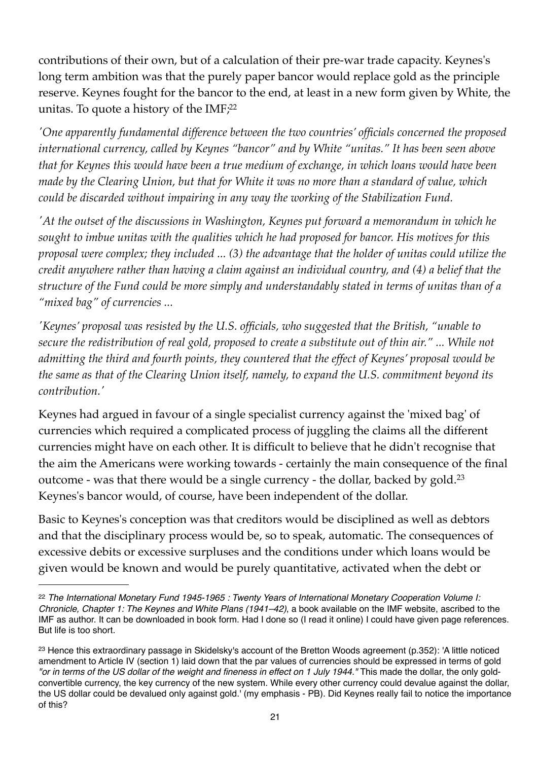contributions of their own, but of a calculation of their pre-war trade capacity. Keynes's long term ambition was that the purely paper bancor would replace gold as the principle reserve. Keynes fought for the bancor to the end, at least in a new form given by White, the unitas. To quote a history of the IMF;[22]

*'One apparently fundamental difference between the two countries' officials concerned the proposed international currency, called by Keynes "bancor" and by White "unitas." It has been seen above that for Keynes this would have been a true medium of exchange, in which loans would have been made by the Clearing Union, but that for White it was no more than a standard of value, which could be discarded without impairing in any way the working of the Stabilization Fund.*

*'At the outset of the discussions in Washington, Keynes put forward a memorandum in which he sought to imbue unitas with the qualities which he had proposed for bancor. His motives for this proposal were complex; they included ... (3) the advantage that the holder of unitas could utilize the credit anywhere rather than having a claim against an individual country, and (4) a belief that the structure of the Fund could be more simply and understandably stated in terms of unitas than of a "mixed bag" of currencies ...*

*'Keynes' proposal was resisted by the U.S. officials, who suggested that the British, "unable to secure the redistribution of real gold, proposed to create a substitute out of thin air." ... While not admitting the third and fourth points, they countered that the effect of Keynes' proposal would be the same as that of the Clearing Union itself, namely, to expand the U.S. commitment beyond its contribution.'*

Keynes had argued in favour of a single specialist currency against the 'mixed bag' of currencies which required a complicated process of juggling the claims all the different currencies might have on each other. It is difficult to believe that he didn't recognise that the aim the Americans were working towards - certainly the main consequence of the final outcome - was that there would be a single currency - the dollar, backed by gold.[23] Keynes's bancor would, of course, have been independent of the dollar.

Basic to Keynes's conception was that creditors would be disciplined as well as debtors and that the disciplinary process would be, so to speak, automatic. The consequences of excessive debits or excessive surpluses and the conditions under which loans would be given would be known and would be purely quantitative, activated when the debt or

---

[22] *The International Monetary Fund 1945-1965 : Twenty Years of International Monetary Cooperation Volume I: Chronicle, Chapter 1: The Keynes and White Plans (1941–42)*, a book available on the IMF website, ascribed to the IMF as author. It can be downloaded in book form. Had I done so (I read it online) I could have given page references. But life is too short.

[23] Hence this extraordinary passage in Skidelsky's account of the Bretton Woods agreement (p.352): 'A little noticed amendment to Article IV (section 1) laid down that the par values of currencies should be expressed in terms of gold *"or in terms of the US dollar of the weight and fineness in effect on 1 July 1944."* This made the dollar, the only gold-convertible currency, the key currency of the new system. While every other currency could devalue against the dollar, the US dollar could be devalued only against gold.' (my emphasis - PB). Did Keynes really fail to notice the importance of this?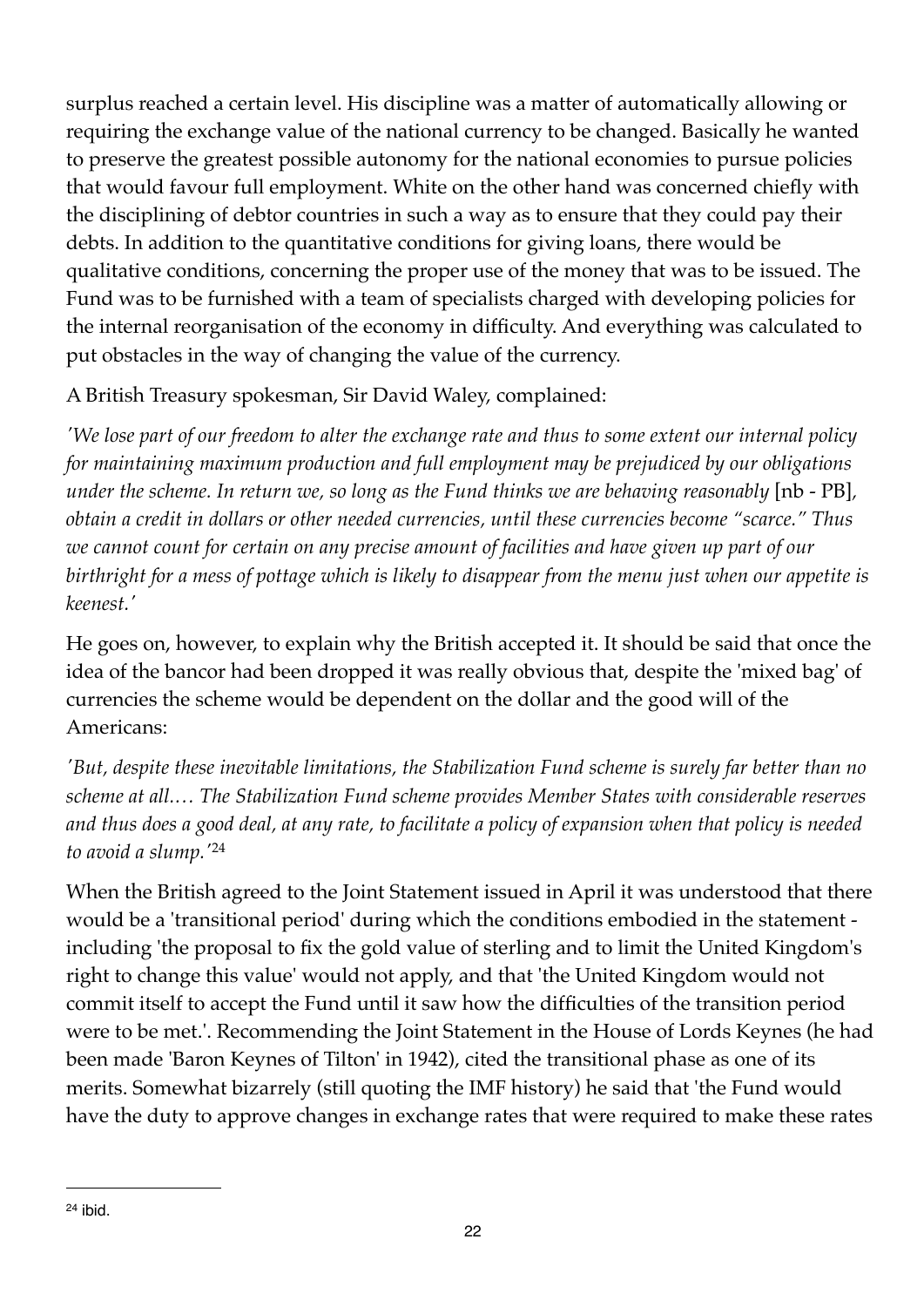surplus reached a certain level. His discipline was a matter of automatically allowing or requiring the exchange value of the national currency to be changed. Basically he wanted to preserve the greatest possible autonomy for the national economies to pursue policies that would favour full employment. White on the other hand was concerned chiefly with the disciplining of debtor countries in such a way as to ensure that they could pay their debts. In addition to the quantitative conditions for giving loans, there would be qualitative conditions, concerning the proper use of the money that was to be issued. The Fund was to be furnished with a team of specialists charged with developing policies for the internal reorganisation of the economy in difficulty. And everything was calculated to put obstacles in the way of changing the value of the currency.

A British Treasury spokesman, Sir David Waley, complained:

*'We lose part of our freedom to alter the exchange rate and thus to some extent our internal policy for maintaining maximum production and full employment may be prejudiced by our obligations under the scheme. In return we, so long as the Fund thinks we are behaving reasonably* [nb - PB]*, obtain a credit in dollars or other needed currencies, until these currencies become "scarce." Thus we cannot count for certain on any precise amount of facilities and have given up part of our birthright for a mess of pottage which is likely to disappear from the menu just when our appetite is keenest.'*

He goes on, however, to explain why the British accepted it. It should be said that once the idea of the bancor had been dropped it was really obvious that, despite the 'mixed bag' of currencies the scheme would be dependent on the dollar and the good will of the Americans:

*'But, despite these inevitable limitations, the Stabilization Fund scheme is surely far better than no scheme at all.… The Stabilization Fund scheme provides Member States with considerable reserves and thus does a good deal, at any rate, to facilitate a policy of expansion when that policy is needed to avoid a slump.'*[24]

When the British agreed to the Joint Statement issued in April it was understood that there would be a 'transitional period' during which the conditions embodied in the statement - including 'the proposal to fix the gold value of sterling and to limit the United Kingdom's right to change this value' would not apply, and that 'the United Kingdom would not commit itself to accept the Fund until it saw how the difficulties of the transition period were to be met.'. Recommending the Joint Statement in the House of Lords Keynes (he had been made 'Baron Keynes of Tilton' in 1942), cited the transitional phase as one of its merits. Somewhat bizarrely (still quoting the IMF history) he said that 'the Fund would have the duty to approve changes in exchange rates that were required to make these rates

[24] ibid.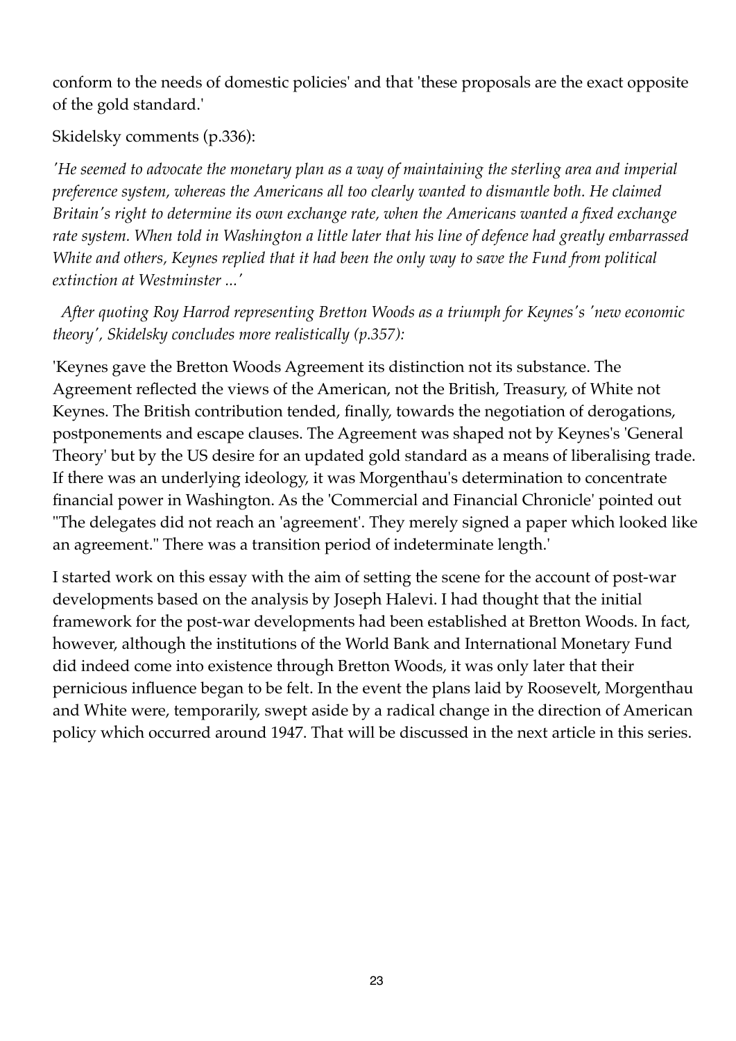conform to the needs of domestic policies' and that 'these proposals are the exact opposite of the gold standard.'

Skidelsky comments (p.336):

*'He seemed to advocate the monetary plan as a way of maintaining the sterling area and imperial preference system, whereas the Americans all too clearly wanted to dismantle both. He claimed Britain's right to determine its own exchange rate, when the Americans wanted a fixed exchange rate system. When told in Washington a little later that his line of defence had greatly embarrassed White and others, Keynes replied that it had been the only way to save the Fund from political extinction at Westminster ...'*

*After quoting Roy Harrod representing Bretton Woods as a triumph for Keynes's 'new economic theory', Skidelsky concludes more realistically (p.357):*

'Keynes gave the Bretton Woods Agreement its distinction not its substance. The Agreement reflected the views of the American, not the British, Treasury, of White not Keynes. The British contribution tended, finally, towards the negotiation of derogations, postponements and escape clauses. The Agreement was shaped not by Keynes's 'General Theory' but by the US desire for an updated gold standard as a means of liberalising trade. If there was an underlying ideology, it was Morgenthau's determination to concentrate financial power in Washington. As the 'Commercial and Financial Chronicle' pointed out "The delegates did not reach an 'agreement'. They merely signed a paper which looked like an agreement." There was a transition period of indeterminate length.'

I started work on this essay with the aim of setting the scene for the account of post-war developments based on the analysis by Joseph Halevi. I had thought that the initial framework for the post-war developments had been established at Bretton Woods. In fact, however, although the institutions of the World Bank and International Monetary Fund did indeed come into existence through Bretton Woods, it was only later that their pernicious influence began to be felt. In the event the plans laid by Roosevelt, Morgenthau and White were, temporarily, swept aside by a radical change in the direction of American policy which occurred around 1947. That will be discussed in the next article in this series.